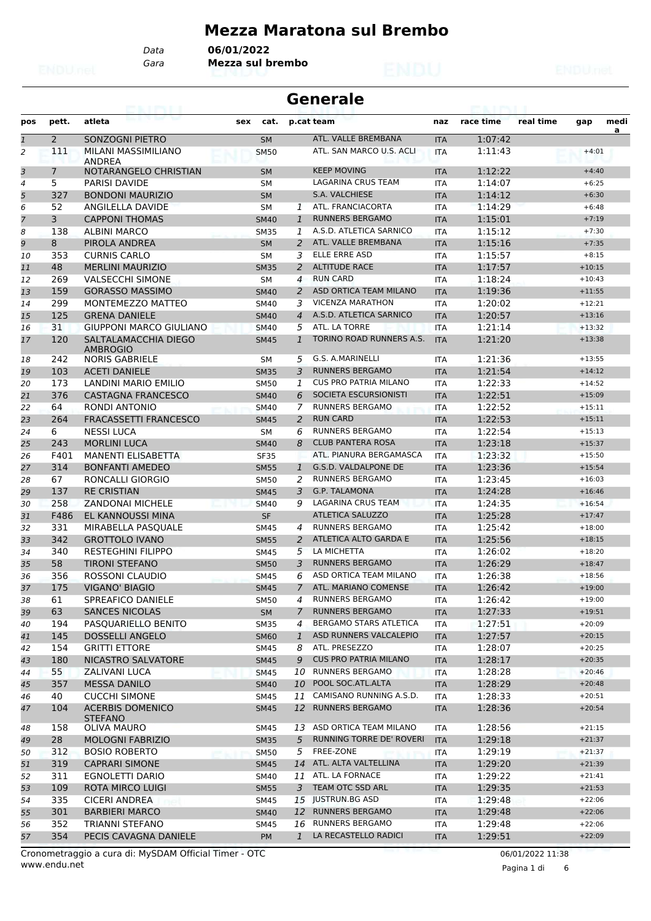# Mezza Maratona sul Brembo

**Data** 06/01/2022
**Gara** Mezza sul brembo

## Generale

| pos | pett. | atleta | sex | cat. | p.cat | team | naz | race time | real time | gap | media |
|---|---|---|---|---|---|---|---|---|---|---|---|
| 1 | 2 | SONZOGNI PIETRO | | SM | | ATL. VALLE BREMBANA | ITA | 1:07:42 | | | |
| 2 | 111 | MILANI MASSIMILIANO ANDREA | | SM50 | | ATL. SAN MARCO U.S. ACLI | ITA | 1:11:43 | | +4:01 | |
| 3 | 7 | NOTARANGELO CHRISTIAN | | SM | | KEEP MOVING | ITA | 1:12:22 | | +4:40 | |
| 4 | 5 | PARISI DAVIDE | | SM | | LAGARINA CRUS TEAM | ITA | 1:14:07 | | +6:25 | |
| 5 | 327 | BONDONI MAURIZIO | | SM | | S.A. VALCHIESE | ITA | 1:14:12 | | +6:30 | |
| 6 | 52 | ANGILELLA DAVIDE | | SM | 1 | ATL. FRANCIACORTA | ITA | 1:14:29 | | +6:48 | |
| 7 | 3 | CAPPONI THOMAS | | SM40 | 1 | RUNNERS BERGAMO | ITA | 1:15:01 | | +7:19 | |
| 8 | 138 | ALBINI MARCO | | SM35 | 1 | A.S.D. ATLETICA SARNICO | ITA | 1:15:12 | | +7:30 | |
| 9 | 8 | PIROLA ANDREA | | SM | 2 | ATL. VALLE BREMBANA | ITA | 1:15:16 | | +7:35 | |
| 10 | 353 | CURNIS CARLO | | SM | 3 | ELLE ERRE ASD | ITA | 1:15:57 | | +8:15 | |
| 11 | 48 | MERLINI MAURIZIO | | SM35 | 2 | ALTITUDE RACE | ITA | 1:17:57 | | +10:15 | |
| 12 | 269 | VALSECCHI SIMONE | | SM | 4 | RUN CARD | ITA | 1:18:24 | | +10:43 | |
| 13 | 159 | GORASSO MASSIMO | | SM40 | 2 | ASD ORTICA TEAM MILANO | ITA | 1:19:36 | | +11:55 | |
| 14 | 299 | MONTEMEZZO MATTEO | | SM40 | 3 | VICENZA MARATHON | ITA | 1:20:02 | | +12:21 | |
| 15 | 125 | GRENA DANIELE | | SM40 | 4 | A.S.D. ATLETICA SARNICO | ITA | 1:20:57 | | +13:16 | |
| 16 | 31 | GIUPPONI MARCO GIULIANO | | SM40 | 5 | ATL. LA TORRE | ITA | 1:21:14 | | +13:32 | |
| 17 | 120 | SALTALAMACCHIA DIEGO AMBROGIO | | SM45 | 1 | TORINO ROAD RUNNERS A.S. | ITA | 1:21:20 | | +13:38 | |
| 18 | 242 | NORIS GABRIELE | | SM | 5 | G.S. A.MARINELLI | ITA | 1:21:36 | | +13:55 | |
| 19 | 103 | ACETI DANIELE | | SM35 | 3 | RUNNERS BERGAMO | ITA | 1:21:54 | | +14:12 | |
| 20 | 173 | LANDINI MARIO EMILIO | | SM50 | 1 | CUS PRO PATRIA MILANO | ITA | 1:22:33 | | +14:52 | |
| 21 | 376 | CASTAGNA FRANCESCO | | SM40 | 6 | SOCIETA ESCURSIONISTI | ITA | 1:22:51 | | +15:09 | |
| 22 | 64 | RONDI ANTONIO | | SM40 | 7 | RUNNERS BERGAMO | ITA | 1:22:52 | | +15:11 | |
| 23 | 264 | FRACASSETTI FRANCESCO | | SM45 | 2 | RUN CARD | ITA | 1:22:53 | | +15:11 | |
| 24 | 6 | NESSI LUCA | | SM | 6 | RUNNERS BERGAMO | ITA | 1:22:54 | | +15:13 | |
| 25 | 243 | MORLINI LUCA | | SM40 | 8 | CLUB PANTERA ROSA | ITA | 1:23:18 | | +15:37 | |
| 26 | F401 | MANENTI ELISABETTA | | SF35 | | ATL. PIANURA BERGAMASCA | ITA | 1:23:32 | | +15:50 | |
| 27 | 314 | BONFANTI AMEDEO | | SM55 | 1 | G.S.D. VALDALPONE DE | ITA | 1:23:36 | | +15:54 | |
| 28 | 67 | RONCALLI GIORGIO | | SM50 | 2 | RUNNERS BERGAMO | ITA | 1:23:45 | | +16:03 | |
| 29 | 137 | RE CRISTIAN | | SM45 | 3 | G.P. TALAMONA | ITA | 1:24:28 | | +16:46 | |
| 30 | 258 | ZANDONAI MICHELE | | SM40 | 9 | LAGARINA CRUS TEAM | ITA | 1:24:35 | | +16:54 | |
| 31 | F486 | EL KANNOUSSI MINA | | SF | | ATLETICA SALUZZO | ITA | 1:25:28 | | +17:47 | |
| 32 | 331 | MIRABELLA PASQUALE | | SM45 | 4 | RUNNERS BERGAMO | ITA | 1:25:42 | | +18:00 | |
| 33 | 342 | GROTTOLO IVANO | | SM55 | 2 | ATLETICA ALTO GARDA E | ITA | 1:25:56 | | +18:15 | |
| 34 | 340 | RESTEGHINI FILIPPO | | SM45 | 5 | LA MICHETTA | ITA | 1:26:02 | | +18:20 | |
| 35 | 58 | TIRONI STEFANO | | SM50 | 3 | RUNNERS BERGAMO | ITA | 1:26:29 | | +18:47 | |
| 36 | 356 | ROSSONI CLAUDIO | | SM45 | 6 | ASD ORTICA TEAM MILANO | ITA | 1:26:38 | | +18:56 | |
| 37 | 175 | VIGANO' BIAGIO | | SM45 | 7 | ATL. MARIANO COMENSE | ITA | 1:26:42 | | +19:00 | |
| 38 | 61 | SPREAFICO DANIELE | | SM50 | 4 | RUNNERS BERGAMO | ITA | 1:26:42 | | +19:00 | |
| 39 | 63 | SANCES NICOLAS | | SM | 7 | RUNNERS BERGAMO | ITA | 1:27:33 | | +19:51 | |
| 40 | 194 | PASQUARIELLO BENITO | | SM35 | 4 | BERGAMO STARS ATLETICA | ITA | 1:27:51 | | +20:09 | |
| 41 | 145 | DOSSELLI ANGELO | | SM60 | 1 | ASD RUNNERS VALCALEPIO | ITA | 1:27:57 | | +20:15 | |
| 42 | 154 | GRITTI ETTORE | | SM45 | 8 | ATL. PRESEZZO | ITA | 1:28:07 | | +20:25 | |
| 43 | 180 | NICASTRO SALVATORE | | SM45 | 9 | CUS PRO PATRIA MILANO | ITA | 1:28:17 | | +20:35 | |
| 44 | 55 | ZALIVANI LUCA | | SM45 | 10 | RUNNERS BERGAMO | ITA | 1:28:28 | | +20:46 | |
| 45 | 357 | MESSA DANILO | | SM40 | 10 | POOL SOC.ATL.ALTA | ITA | 1:28:29 | | +20:48 | |
| 46 | 40 | CUCCHI SIMONE | | SM45 | 11 | CAMISANO RUNNING A.S.D. | ITA | 1:28:33 | | +20:51 | |
| 47 | 104 | ACERBIS DOMENICO STEFANO | | SM45 | 12 | RUNNERS BERGAMO | ITA | 1:28:36 | | +20:54 | |
| 48 | 158 | OLIVA MAURO | | SM45 | 13 | ASD ORTICA TEAM MILANO | ITA | 1:28:56 | | +21:15 | |
| 49 | 28 | MOLOGNI FABRIZIO | | SM35 | 5 | RUNNING TORRE DE' ROVERI | ITA | 1:29:18 | | +21:37 | |
| 50 | 312 | BOSIO ROBERTO | | SM50 | 5 | FREE-ZONE | ITA | 1:29:19 | | +21:37 | |
| 51 | 319 | CAPRARI SIMONE | | SM45 | 14 | ATL. ALTA VALTELLINA | ITA | 1:29:20 | | +21:39 | |
| 52 | 311 | EGNOLETTI DARIO | | SM40 | 11 | ATL. LA FORNACE | ITA | 1:29:22 | | +21:41 | |
| 53 | 109 | ROTA MIRCO LUIGI | | SM55 | 3 | TEAM OTC SSD ARL | ITA | 1:29:35 | | +21:53 | |
| 54 | 335 | CICERI ANDREA | | SM45 | 15 | JUSTRUN.BG ASD | ITA | 1:29:48 | | +22:06 | |
| 55 | 301 | BARBIERI MARCO | | SM40 | 12 | RUNNERS BERGAMO | ITA | 1:29:48 | | +22:06 | |
| 56 | 352 | TRIANNI STEFANO | | SM45 | 16 | RUNNERS BERGAMO | ITA | 1:29:48 | | +22:06 | |
| 57 | 354 | PECIS CAVAGNA DANIELE | | PM | 1 | LA RECASTELLO RADICI | ITA | 1:29:51 | | +22:09 | |

Cronometraggio a cura di: MySDAM Official Timer - OTC
www.endu.net
06/01/2022 11:38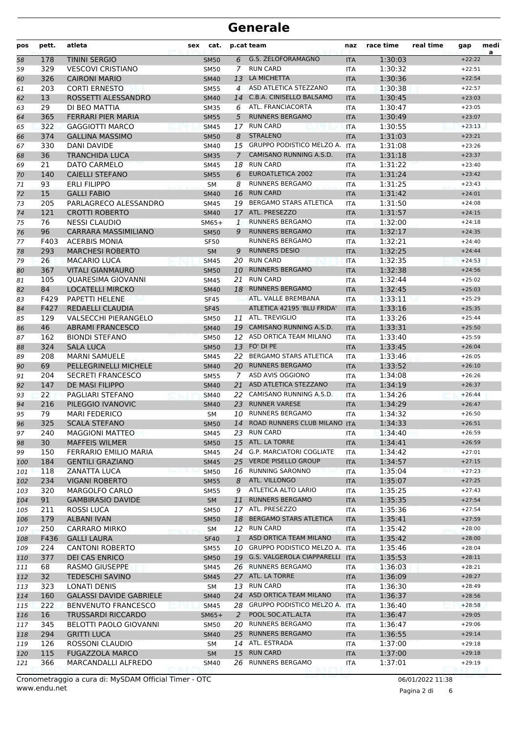# Generale

| pos | pett. | atleta | sex | cat. | p.cat | team | naz | race time | real time | gap | media |
|---|---|---|---|---|---|---|---|---|---|---|---|
| 58 | 178 | TININI SERGIO | | SM50 | 6 | G.S. ZELOFORAMAGNO | ITA | 1:30:03 | | +22:22 | |
| 59 | 329 | VESCOVI CRISTIANO | | SM50 | 7 | RUN CARD | ITA | 1:30:32 | | +22:51 | |
| 60 | 326 | CAIRONI MARIO | | SM40 | 13 | LA MICHETTA | ITA | 1:30:36 | | +22:54 | |
| 61 | 203 | CORTI ERNESTO | | SM55 | 4 | ASD ATLETICA STEZZANO | ITA | 1:30:38 | | +22:57 | |
| 62 | 13 | ROSSETTI ALESSANDRO | | SM40 | 14 | C.B.A. CINISELLO BALSAMO | ITA | 1:30:45 | | +23:03 | |
| 63 | 29 | DI BEO MATTIA | | SM35 | 6 | ATL. FRANCIACORTA | ITA | 1:30:47 | | +23:05 | |
| 64 | 365 | FERRARI PIER MARIA | | SM55 | 5 | RUNNERS BERGAMO | ITA | 1:30:49 | | +23:07 | |
| 65 | 322 | GAGGIOTTI MARCO | | SM45 | 17 | RUN CARD | ITA | 1:30:55 | | +23:13 | |
| 66 | 374 | GALLINA MASSIMO | | SM50 | 8 | STRALENO | ITA | 1:31:03 | | +23:21 | |
| 67 | 330 | DANI DAVIDE | | SM40 | 15 | GRUPPO PODISTICO MELZO A. | ITA | 1:31:08 | | +23:26 | |
| 68 | 36 | TRANCHIDA LUCA | | SM35 | 7 | CAMISANO RUNNING A.S.D. | ITA | 1:31:18 | | +23:37 | |
| 69 | 21 | DATO CARMELO | | SM45 | 18 | RUN CARD | ITA | 1:31:22 | | +23:40 | |
| 70 | 140 | CAIELLI STEFANO | | SM55 | 6 | EUROATLETICA 2002 | ITA | 1:31:24 | | +23:42 | |
| 71 | 93 | ERLI FILIPPO | | SM | 8 | RUNNERS BERGAMO | ITA | 1:31:25 | | +23:43 | |
| 72 | 15 | GALLI FABIO | | SM40 | 16 | RUN CARD | ITA | 1:31:42 | | +24:01 | |
| 73 | 205 | PARLAGRECO ALESSANDRO | | SM45 | 19 | BERGAMO STARS ATLETICA | ITA | 1:31:50 | | +24:08 | |
| 74 | 121 | CROTTI ROBERTO | | SM40 | 17 | ATL. PRESEZZO | ITA | 1:31:57 | | +24:15 | |
| 75 | 76 | NESSI CLAUDIO | | SM65+ | 1 | RUNNERS BERGAMO | ITA | 1:32:00 | | +24:18 | |
| 76 | 96 | CARRARA MASSIMILIANO | | SM50 | 9 | RUNNERS BERGAMO | ITA | 1:32:17 | | +24:35 | |
| 77 | F403 | ACERBIS MONIA | | SF50 | | RUNNERS BERGAMO | ITA | 1:32:21 | | +24:40 | |
| 78 | 293 | MARCHESI ROBERTO | | SM | 9 | RUNNERS DESIO | ITA | 1:32:25 | | +24:44 | |
| 79 | 26 | MACARIO LUCA | | SM45 | 20 | RUN CARD | ITA | 1:32:35 | | +24:53 | |
| 80 | 367 | VITALI GIANMAURO | | SM50 | 10 | RUNNERS BERGAMO | ITA | 1:32:38 | | +24:56 | |
| 81 | 105 | QUARESIMA GIOVANNI | | SM45 | 21 | RUN CARD | ITA | 1:32:44 | | +25:02 | |
| 82 | 84 | LOCATELLI MIRCKO | | SM40 | 18 | RUNNERS BERGAMO | ITA | 1:32:45 | | +25:03 | |
| 83 | F429 | PAPETTI HELENE | | SF45 | | ATL. VALLE BREMBANA | ITA | 1:33:11 | | +25:29 | |
| 84 | F427 | REDAELLI CLAUDIA | | SF45 | | ATLETICA 42195 'BLU FRIDA' | ITA | 1:33:16 | | +25:35 | |
| 85 | 129 | VALSECCHI PIERANGELO | | SM50 | 11 | ATL. TREVIGLIO | ITA | 1:33:26 | | +25:44 | |
| 86 | 46 | ABRAMI FRANCESCO | | SM40 | 19 | CAMISANO RUNNING A.S.D. | ITA | 1:33:31 | | +25:50 | |
| 87 | 162 | BIONDI STEFANO | | SM50 | 12 | ASD ORTICA TEAM MILANO | ITA | 1:33:40 | | +25:59 | |
| 88 | 324 | SALA LUCA | | SM50 | 13 | FO' DI PE | ITA | 1:33:45 | | +26:04 | |
| 89 | 208 | MARNI SAMUELE | | SM45 | 22 | BERGAMO STARS ATLETICA | ITA | 1:33:46 | | +26:05 | |
| 90 | 69 | PELLEGRINELLI MICHELE | | SM40 | 20 | RUNNERS BERGAMO | ITA | 1:33:52 | | +26:10 | |
| 91 | 204 | SECRETI FRANCESCO | | SM55 | 7 | ASD AVIS OGGIONO | ITA | 1:34:08 | | +26:26 | |
| 92 | 147 | DE MASI FILIPPO | | SM40 | 21 | ASD ATLETICA STEZZANO | ITA | 1:34:19 | | +26:37 | |
| 93 | 22 | PAGLIARI STEFANO | | SM40 | 22 | CAMISANO RUNNING A.S.D. | ITA | 1:34:26 | | +26:44 | |
| 94 | 216 | PILEGGIO IVANOVIC | | SM40 | 23 | RUNNER VARESE | ITA | 1:34:29 | | +26:47 | |
| 95 | 79 | MARI FEDERICO | | SM | 10 | RUNNERS BERGAMO | ITA | 1:34:32 | | +26:50 | |
| 96 | 325 | SCALA STEFANO | | SM50 | 14 | ROAD RUNNERS CLUB MILANO | ITA | 1:34:33 | | +26:51 | |
| 97 | 240 | MAGGIONI MATTEO | | SM45 | 23 | RUN CARD | ITA | 1:34:40 | | +26:59 | |
| 98 | 30 | MAFFEIS WILMER | | SM50 | 15 | ATL. LA TORRE | ITA | 1:34:41 | | +26:59 | |
| 99 | 150 | FERRARIO EMILIO MARIA | | SM45 | 24 | G.P. MARCIATORI COGLIATE | ITA | 1:34:42 | | +27:01 | |
| 100 | 184 | GENTILI GRAZIANO | | SM45 | 25 | VERDE PISELLO GROUP | ITA | 1:34:57 | | +27:15 | |
| 101 | 118 | ZANATTA LUCA | | SM50 | 16 | RUNNING SARONNO | ITA | 1:35:04 | | +27:23 | |
| 102 | 234 | VIGANI ROBERTO | | SM55 | 8 | ATL. VILLONGO | ITA | 1:35:07 | | +27:25 | |
| 103 | 320 | MARGOLFO CARLO | | SM55 | 9 | ATLETICA ALTO LARIO | ITA | 1:35:25 | | +27:43 | |
| 104 | 91 | GAMBIRASIO DAVIDE | | SM | 11 | RUNNERS BERGAMO | ITA | 1:35:35 | | +27:54 | |
| 105 | 211 | ROSSI LUCA | | SM50 | 17 | ATL. PRESEZZO | ITA | 1:35:36 | | +27:54 | |
| 106 | 179 | ALBANI IVAN | | SM50 | 18 | BERGAMO STARS ATLETICA | ITA | 1:35:41 | | +27:59 | |
| 107 | 250 | CARRARO MIRKO | | SM | 12 | RUN CARD | ITA | 1:35:42 | | +28:00 | |
| 108 | F436 | GALLI LAURA | | SF40 | 1 | ASD ORTICA TEAM MILANO | ITA | 1:35:42 | | +28:00 | |
| 109 | 224 | CANTONI ROBERTO | | SM55 | 10 | GRUPPO PODISTICO MELZO A. | ITA | 1:35:46 | | +28:04 | |
| 110 | 377 | DEI CAS ENRICO | | SM50 | 19 | G.S. VALGEROLA CIAPPARELLI | ITA | 1:35:53 | | +28:11 | |
| 111 | 68 | RASMO GIUSEPPE | | SM45 | 26 | RUNNERS BERGAMO | ITA | 1:36:03 | | +28:21 | |
| 112 | 32 | TEDESCHI SAVINO | | SM45 | 27 | ATL. LA TORRE | ITA | 1:36:09 | | +28:27 | |
| 113 | 323 | LONATI DENIS | | SM | 13 | RUN CARD | ITA | 1:36:30 | | +28:49 | |
| 114 | 160 | GALASSI DAVIDE GABRIELE | | SM40 | 24 | ASD ORTICA TEAM MILANO | ITA | 1:36:37 | | +28:56 | |
| 115 | 222 | BENVENUTO FRANCESCO | | SM45 | 28 | GRUPPO PODISTICO MELZO A. | ITA | 1:36:40 | | +28:58 | |
| 116 | 16 | TRUSSARDI RICCARDO | | SM65+ | 2 | POOL SOC.ATL.ALTA | ITA | 1:36:47 | | +29:05 | |
| 117 | 345 | BELOTTI PAOLO GIOVANNI | | SM50 | 20 | RUNNERS BERGAMO | ITA | 1:36:47 | | +29:06 | |
| 118 | 294 | GRITTI LUCA | | SM40 | 25 | RUNNERS BERGAMO | ITA | 1:36:55 | | +29:14 | |
| 119 | 126 | ROSSONI CLAUDIO | | SM | 14 | ATL. ESTRADA | ITA | 1:37:00 | | +29:18 | |
| 120 | 115 | FUGAZZOLA MARCO | | SM | 15 | RUN CARD | ITA | 1:37:00 | | +29:18 | |
| 121 | 366 | MARCANDALLI ALFREDO | | SM40 | 26 | RUNNERS BERGAMO | ITA | 1:37:01 | | +29:19 | |

Cronometraggio a cura di: MySDAM Official Timer - OTC
www.endu.net

06/01/2022 11:38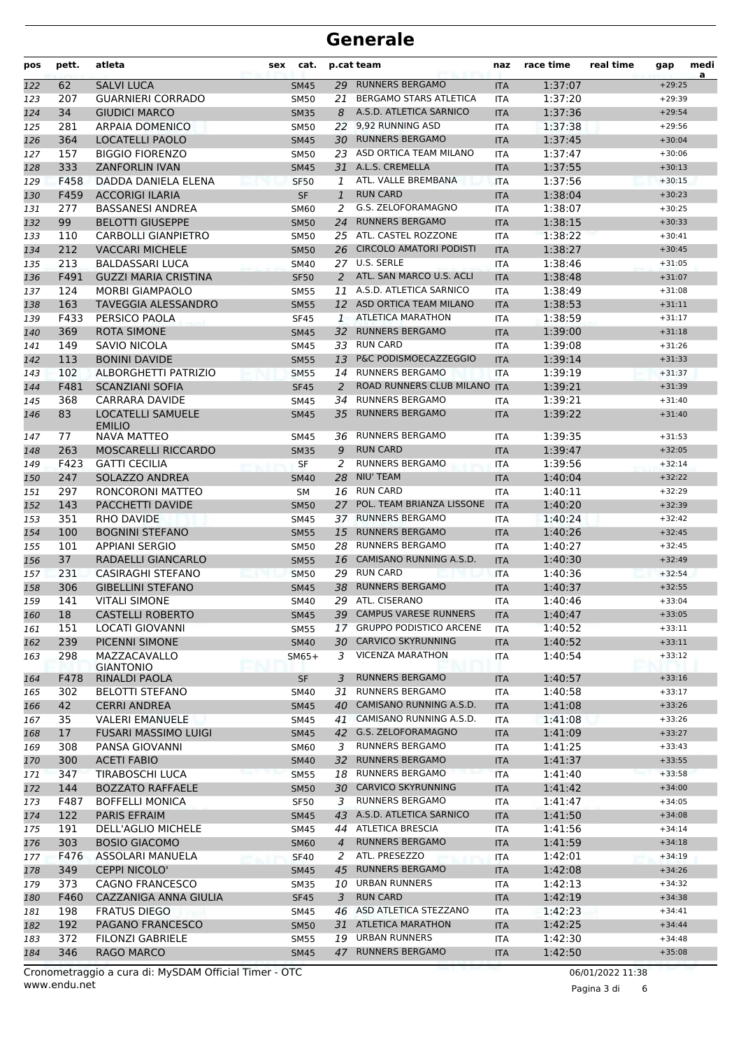# Generale

| pos | pett. | atleta | sex | cat. | p.cat | team | naz | race time | real time | gap | media |
|---|---|---|---|---|---|---|---|---|---|---|---|
| 122 | 62 | SALVI LUCA | | SM45 | 29 | RUNNERS BERGAMO | ITA | 1:37:07 | | +29:25 | |
| 123 | 207 | GUARNIERI CORRADO | | SM50 | 21 | BERGAMO STARS ATLETICA | ITA | 1:37:20 | | +29:39 | |
| 124 | 34 | GIUDICI MARCO | | SM35 | 8 | A.S.D. ATLETICA SARNICO | ITA | 1:37:36 | | +29:54 | |
| 125 | 281 | ARPAIA DOMENICO | | SM50 | 22 | 9,92 RUNNING ASD | ITA | 1:37:38 | | +29:56 | |
| 126 | 364 | LOCATELLI PAOLO | | SM45 | 30 | RUNNERS BERGAMO | ITA | 1:37:45 | | +30:04 | |
| 127 | 157 | BIGGIO FIORENZO | | SM50 | 23 | ASD ORTICA TEAM MILANO | ITA | 1:37:47 | | +30:06 | |
| 128 | 333 | ZANFORLIN IVAN | | SM45 | 31 | A.L.S. CREMELLA | ITA | 1:37:55 | | +30:13 | |
| 129 | F458 | DADDA DANIELA ELENA | | SF50 | 1 | ATL. VALLE BREMBANA | ITA | 1:37:56 | | +30:15 | |
| 130 | F459 | ACCORIGI ILARIA | | SF | 1 | RUN CARD | ITA | 1:38:04 | | +30:23 | |
| 131 | 277 | BASSANESI ANDREA | | SM60 | 2 | G.S. ZELOFORAMAGNO | ITA | 1:38:07 | | +30:25 | |
| 132 | 99 | BELOTTI GIUSEPPE | | SM50 | 24 | RUNNERS BERGAMO | ITA | 1:38:15 | | +30:33 | |
| 133 | 110 | CARBOLLI GIANPIETRO | | SM50 | 25 | ATL. CASTEL ROZZONE | ITA | 1:38:22 | | +30:41 | |
| 134 | 212 | VACCARI MICHELE | | SM50 | 26 | CIRCOLO AMATORI PODISTI | ITA | 1:38:27 | | +30:45 | |
| 135 | 213 | BALDASSARI LUCA | | SM40 | 27 | U.S. SERLE | ITA | 1:38:46 | | +31:05 | |
| 136 | F491 | GUZZI MARIA CRISTINA | | SF50 | 2 | ATL. SAN MARCO U.S. ACLI | ITA | 1:38:48 | | +31:07 | |
| 137 | 124 | MORBI GIAMPAOLO | | SM55 | 11 | A.S.D. ATLETICA SARNICO | ITA | 1:38:49 | | +31:08 | |
| 138 | 163 | TAVEGGIA ALESSANDRO | | SM55 | 12 | ASD ORTICA TEAM MILANO | ITA | 1:38:53 | | +31:11 | |
| 139 | F433 | PERSICO PAOLA | | SF45 | 1 | ATLETICA MARATHON | ITA | 1:38:59 | | +31:17 | |
| 140 | 369 | ROTA SIMONE | | SM45 | 32 | RUNNERS BERGAMO | ITA | 1:39:00 | | +31:18 | |
| 141 | 149 | SAVIO NICOLA | | SM45 | 33 | RUN CARD | ITA | 1:39:08 | | +31:26 | |
| 142 | 113 | BONINI DAVIDE | | SM55 | 13 | P&C PODISMOECAZZEGGIO | ITA | 1:39:14 | | +31:33 | |
| 143 | 102 | ALBORGHETTI PATRIZIO | | SM55 | 14 | RUNNERS BERGAMO | ITA | 1:39:19 | | +31:37 | |
| 144 | F481 | SCANZIANI SOFIA | | SF45 | 2 | ROAD RUNNERS CLUB MILANO | ITA | 1:39:21 | | +31:39 | |
| 145 | 368 | CARRARA DAVIDE | | SM45 | 34 | RUNNERS BERGAMO | ITA | 1:39:21 | | +31:40 | |
| 146 | 83 | LOCATELLI SAMUELE EMILIO | | SM45 | 35 | RUNNERS BERGAMO | ITA | 1:39:22 | | +31:40 | |
| 147 | 77 | NAVA MATTEO | | SM45 | 36 | RUNNERS BERGAMO | ITA | 1:39:35 | | +31:53 | |
| 148 | 263 | MOSCARELLI RICCARDO | | SM35 | 9 | RUN CARD | ITA | 1:39:47 | | +32:05 | |
| 149 | F423 | GATTI CECILIA | | SF | 2 | RUNNERS BERGAMO | ITA | 1:39:56 | | +32:14 | |
| 150 | 247 | SOLAZZO ANDREA | | SM40 | 28 | NIU' TEAM | ITA | 1:40:04 | | +32:22 | |
| 151 | 297 | RONCORONI MATTEO | | SM | 16 | RUN CARD | ITA | 1:40:11 | | +32:29 | |
| 152 | 143 | PACCHETTI DAVIDE | | SM50 | 27 | POL. TEAM BRIANZA LISSONE | ITA | 1:40:20 | | +32:39 | |
| 153 | 351 | RHO DAVIDE | | SM45 | 37 | RUNNERS BERGAMO | ITA | 1:40:24 | | +32:42 | |
| 154 | 100 | BOGNINI STEFANO | | SM55 | 15 | RUNNERS BERGAMO | ITA | 1:40:26 | | +32:45 | |
| 155 | 101 | APPIANI SERGIO | | SM50 | 28 | RUNNERS BERGAMO | ITA | 1:40:27 | | +32:45 | |
| 156 | 37 | RADAELLI GIANCARLO | | SM55 | 16 | CAMISANO RUNNING A.S.D. | ITA | 1:40:30 | | +32:49 | |
| 157 | 231 | CASIRAGHI STEFANO | | SM50 | 29 | RUN CARD | ITA | 1:40:36 | | +32:54 | |
| 158 | 306 | GIBELLINI STEFANO | | SM45 | 38 | RUNNERS BERGAMO | ITA | 1:40:37 | | +32:55 | |
| 159 | 141 | VITALI SIMONE | | SM40 | 29 | ATL. CISERANO | ITA | 1:40:46 | | +33:04 | |
| 160 | 18 | CASTELLI ROBERTO | | SM45 | 39 | CAMPUS VARESE RUNNERS | ITA | 1:40:47 | | +33:05 | |
| 161 | 151 | LOCATI GIOVANNI | | SM55 | 17 | GRUPPO PODISTICO ARCENE | ITA | 1:40:52 | | +33:11 | |
| 162 | 239 | PICENNI SIMONE | | SM40 | 30 | CARVICO SKYRUNNING | ITA | 1:40:52 | | +33:11 | |
| 163 | 298 | MAZZACAVALLO GIANTONIO | | SM65+ | 3 | VICENZA MARATHON | ITA | 1:40:54 | | +33:12 | |
| 164 | F478 | RINALDI PAOLA | | SF | 3 | RUNNERS BERGAMO | ITA | 1:40:57 | | +33:16 | |
| 165 | 302 | BELOTTI STEFANO | | SM40 | 31 | RUNNERS BERGAMO | ITA | 1:40:58 | | +33:17 | |
| 166 | 42 | CERRI ANDREA | | SM45 | 40 | CAMISANO RUNNING A.S.D. | ITA | 1:41:08 | | +33:26 | |
| 167 | 35 | VALERI EMANUELE | | SM45 | 41 | CAMISANO RUNNING A.S.D. | ITA | 1:41:08 | | +33:26 | |
| 168 | 17 | FUSARI MASSIMO LUIGI | | SM45 | 42 | G.S. ZELOFORAMAGNO | ITA | 1:41:09 | | +33:27 | |
| 169 | 308 | PANSA GIOVANNI | | SM60 | 3 | RUNNERS BERGAMO | ITA | 1:41:25 | | +33:43 | |
| 170 | 300 | ACETI FABIO | | SM40 | 32 | RUNNERS BERGAMO | ITA | 1:41:37 | | +33:55 | |
| 171 | 347 | TIRABOSCHI LUCA | | SM55 | 18 | RUNNERS BERGAMO | ITA | 1:41:40 | | +33:58 | |
| 172 | 144 | BOZZATO RAFFAELE | | SM50 | 30 | CARVICO SKYRUNNING | ITA | 1:41:42 | | +34:00 | |
| 173 | F487 | BOFFELLI MONICA | | SF50 | 3 | RUNNERS BERGAMO | ITA | 1:41:47 | | +34:05 | |
| 174 | 122 | PARIS EFRAIM | | SM45 | 43 | A.S.D. ATLETICA SARNICO | ITA | 1:41:50 | | +34:08 | |
| 175 | 191 | DELL'AGLIO MICHELE | | SM45 | 44 | ATLETICA BRESCIA | ITA | 1:41:56 | | +34:14 | |
| 176 | 303 | BOSIO GIACOMO | | SM60 | 4 | RUNNERS BERGAMO | ITA | 1:41:59 | | +34:18 | |
| 177 | F476 | ASSOLARI MANUELA | | SF40 | 2 | ATL. PRESEZZO | ITA | 1:42:01 | | +34:19 | |
| 178 | 349 | CEPPI NICOLO' | | SM45 | 45 | RUNNERS BERGAMO | ITA | 1:42:08 | | +34:26 | |
| 179 | 373 | CAGNO FRANCESCO | | SM35 | 10 | URBAN RUNNERS | ITA | 1:42:13 | | +34:32 | |
| 180 | F460 | CAZZANIGA ANNA GIULIA | | SF45 | 3 | RUN CARD | ITA | 1:42:19 | | +34:38 | |
| 181 | 198 | FRATUS DIEGO | | SM45 | 46 | ASD ATLETICA STEZZANO | ITA | 1:42:23 | | +34:41 | |
| 182 | 192 | PAGANO FRANCESCO | | SM50 | 31 | ATLETICA MARATHON | ITA | 1:42:25 | | +34:44 | |
| 183 | 372 | FILONZI GABRIELE | | SM55 | 19 | URBAN RUNNERS | ITA | 1:42:30 | | +34:48 | |
| 184 | 346 | RAGO MARCO | | SM45 | 47 | RUNNERS BERGAMO | ITA | 1:42:50 | | +35:08 | |

Cronometraggio a cura di: MySDAM Official Timer - OTC
www.endu.net

06/01/2022 11:38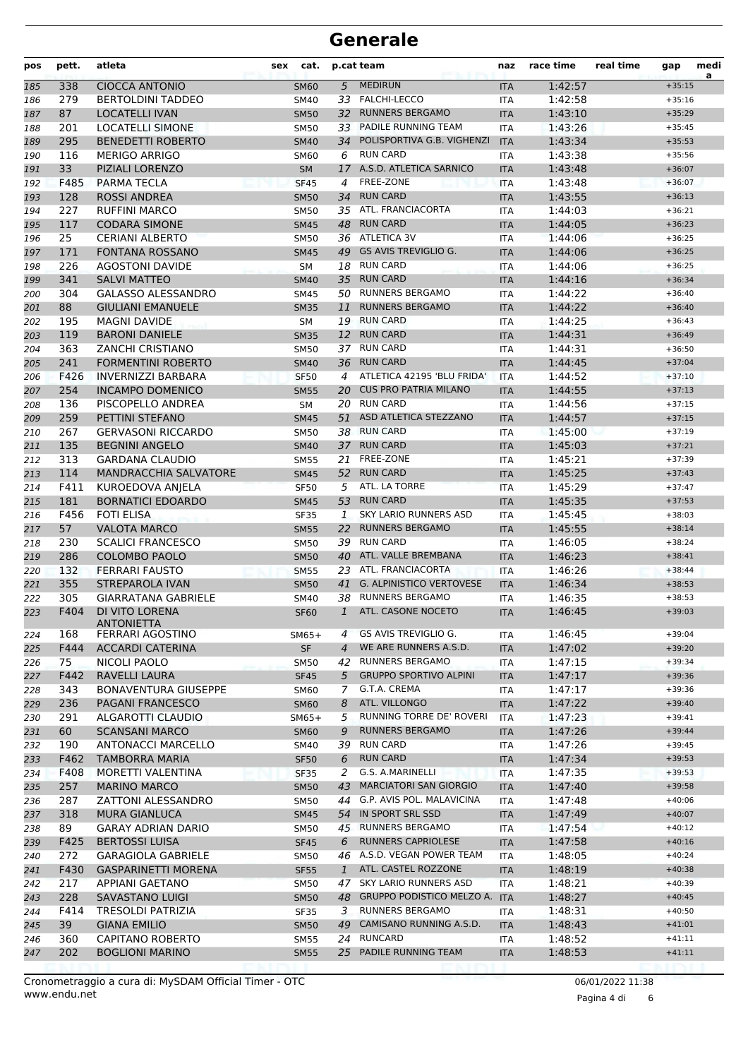# Generale

| pos | pett. | atleta | sex | cat. | p.cat | team | naz | race time | real time | gap | media |
|---|---|---|---|---|---|---|---|---|---|---|---|
| 185 | 338 | CIOCCA ANTONIO | | SM60 | 5 | MEDIRUN | ITA | 1:42:57 | | +35:15 | |
| 186 | 279 | BERTOLDINI TADDEO | | SM40 | 33 | FALCHI-LECCO | ITA | 1:42:58 | | +35:16 | |
| 187 | 87 | LOCATELLI IVAN | | SM50 | 32 | RUNNERS BERGAMO | ITA | 1:43:10 | | +35:29 | |
| 188 | 201 | LOCATELLI SIMONE | | SM50 | 33 | PADILE RUNNING TEAM | ITA | 1:43:26 | | +35:45 | |
| 189 | 295 | BENEDETTI ROBERTO | | SM40 | 34 | POLISPORTIVA G.B. VIGHENZI | ITA | 1:43:34 | | +35:53 | |
| 190 | 116 | MERIGO ARRIGO | | SM60 | 6 | RUN CARD | ITA | 1:43:38 | | +35:56 | |
| 191 | 33 | PIZIALI LORENZO | | SM | 17 | A.S.D. ATLETICA SARNICO | ITA | 1:43:48 | | +36:07 | |
| 192 | F485 | PARMA TECLA | | SF45 | 4 | FREE-ZONE | ITA | 1:43:48 | | +36:07 | |
| 193 | 128 | ROSSI ANDREA | | SM50 | 34 | RUN CARD | ITA | 1:43:55 | | +36:13 | |
| 194 | 227 | RUFFINI MARCO | | SM50 | 35 | ATL. FRANCIACORTA | ITA | 1:44:03 | | +36:21 | |
| 195 | 117 | CODARA SIMONE | | SM45 | 48 | RUN CARD | ITA | 1:44:05 | | +36:23 | |
| 196 | 25 | CERIANI ALBERTO | | SM50 | 36 | ATLETICA 3V | ITA | 1:44:06 | | +36:25 | |
| 197 | 171 | FONTANA ROSSANO | | SM45 | 49 | GS AVIS TREVIGLIO G. | ITA | 1:44:06 | | +36:25 | |
| 198 | 226 | AGOSTONI DAVIDE | | SM | 18 | RUN CARD | ITA | 1:44:06 | | +36:25 | |
| 199 | 341 | SALVI MATTEO | | SM40 | 35 | RUN CARD | ITA | 1:44:16 | | +36:34 | |
| 200 | 304 | GALASSO ALESSANDRO | | SM45 | 50 | RUNNERS BERGAMO | ITA | 1:44:22 | | +36:40 | |
| 201 | 88 | GIULIANI EMANUELE | | SM35 | 11 | RUNNERS BERGAMO | ITA | 1:44:22 | | +36:40 | |
| 202 | 195 | MAGNI DAVIDE | | SM | 19 | RUN CARD | ITA | 1:44:25 | | +36:43 | |
| 203 | 119 | BARONI DANIELE | | SM35 | 12 | RUN CARD | ITA | 1:44:31 | | +36:49 | |
| 204 | 363 | ZANCHI CRISTIANO | | SM50 | 37 | RUN CARD | ITA | 1:44:31 | | +36:50 | |
| 205 | 241 | FORMENTINI ROBERTO | | SM40 | 36 | RUN CARD | ITA | 1:44:45 | | +37:04 | |
| 206 | F426 | INVERNIZZI BARBARA | | SF50 | 4 | ATLETICA 42195 'BLU FRIDA' | ITA | 1:44:52 | | +37:10 | |
| 207 | 254 | INCAMPO DOMENICO | | SM55 | 20 | CUS PRO PATRIA MILANO | ITA | 1:44:55 | | +37:13 | |
| 208 | 136 | PISCOPELLO ANDREA | | SM | 20 | RUN CARD | ITA | 1:44:56 | | +37:15 | |
| 209 | 259 | PETTINI STEFANO | | SM45 | 51 | ASD ATLETICA STEZZANO | ITA | 1:44:57 | | +37:15 | |
| 210 | 267 | GERVASONI RICCARDO | | SM50 | 38 | RUN CARD | ITA | 1:45:00 | | +37:19 | |
| 211 | 135 | BEGNINI ANGELO | | SM40 | 37 | RUN CARD | ITA | 1:45:03 | | +37:21 | |
| 212 | 313 | GARDANA CLAUDIO | | SM55 | 21 | FREE-ZONE | ITA | 1:45:21 | | +37:39 | |
| 213 | 114 | MANDRACCHIA SALVATORE | | SM45 | 52 | RUN CARD | ITA | 1:45:25 | | +37:43 | |
| 214 | F411 | KUROEDOVA ANJELA | | SF50 | 5 | ATL. LA TORRE | ITA | 1:45:29 | | +37:47 | |
| 215 | 181 | BORNATICI EDOARDO | | SM45 | 53 | RUN CARD | ITA | 1:45:35 | | +37:53 | |
| 216 | F456 | FOTI ELISA | | SF35 | 1 | SKY LARIO RUNNERS ASD | ITA | 1:45:45 | | +38:03 | |
| 217 | 57 | VALOTA MARCO | | SM55 | 22 | RUNNERS BERGAMO | ITA | 1:45:55 | | +38:14 | |
| 218 | 230 | SCALICI FRANCESCO | | SM50 | 39 | RUN CARD | ITA | 1:46:05 | | +38:24 | |
| 219 | 286 | COLOMBO PAOLO | | SM50 | 40 | ATL. VALLE BREMBANA | ITA | 1:46:23 | | +38:41 | |
| 220 | 132 | FERRARI FAUSTO | | SM55 | 23 | ATL. FRANCIACORTA | ITA | 1:46:26 | | +38:44 | |
| 221 | 355 | STREPAROLA IVAN | | SM50 | 41 | G. ALPINISTICO VERTOVESE | ITA | 1:46:34 | | +38:53 | |
| 222 | 305 | GIARRATANA GABRIELE | | SM40 | 38 | RUNNERS BERGAMO | ITA | 1:46:35 | | +38:53 | |
| 223 | F404 | DI VITO LORENA ANTONIETTA | | SF60 | 1 | ATL. CASONE NOCETO | ITA | 1:46:45 | | +39:03 | |
| 224 | 168 | FERRARI AGOSTINO | | SM65+ | 4 | GS AVIS TREVIGLIO G. | ITA | 1:46:45 | | +39:04 | |
| 225 | F444 | ACCARDI CATERINA | | SF | 4 | WE ARE RUNNERS A.S.D. | ITA | 1:47:02 | | +39:20 | |
| 226 | 75 | NICOLI PAOLO | | SM50 | 42 | RUNNERS BERGAMO | ITA | 1:47:15 | | +39:34 | |
| 227 | F442 | RAVELLI LAURA | | SF45 | 5 | GRUPPO SPORTIVO ALPINI | ITA | 1:47:17 | | +39:36 | |
| 228 | 343 | BONAVENTURA GIUSEPPE | | SM60 | 7 | G.T.A. CREMA | ITA | 1:47:17 | | +39:36 | |
| 229 | 236 | PAGANI FRANCESCO | | SM60 | 8 | ATL. VILLONGO | ITA | 1:47:22 | | +39:40 | |
| 230 | 291 | ALGAROTTI CLAUDIO | | SM65+ | 5 | RUNNING TORRE DE' ROVERI | ITA | 1:47:23 | | +39:41 | |
| 231 | 60 | SCANSANI MARCO | | SM60 | 9 | RUNNERS BERGAMO | ITA | 1:47:26 | | +39:44 | |
| 232 | 190 | ANTONACCI MARCELLO | | SM40 | 39 | RUN CARD | ITA | 1:47:26 | | +39:45 | |
| 233 | F462 | TAMBORRA MARIA | | SF50 | 6 | RUN CARD | ITA | 1:47:34 | | +39:53 | |
| 234 | F408 | MORETTI VALENTINA | | SF35 | 2 | G.S. A.MARINELLI | ITA | 1:47:35 | | +39:53 | |
| 235 | 257 | MARINO MARCO | | SM50 | 43 | MARCIATORI SAN GIORGIO | ITA | 1:47:40 | | +39:58 | |
| 236 | 287 | ZATTONI ALESSANDRO | | SM50 | 44 | G.P. AVIS POL. MALAVICINA | ITA | 1:47:48 | | +40:06 | |
| 237 | 318 | MURA GIANLUCA | | SM45 | 54 | IN SPORT SRL SSD | ITA | 1:47:49 | | +40:07 | |
| 238 | 89 | GARAY ADRIAN DARIO | | SM50 | 45 | RUNNERS BERGAMO | ITA | 1:47:54 | | +40:12 | |
| 239 | F425 | BERTOSSI LUISA | | SF45 | 6 | RUNNERS CAPRIOLESE | ITA | 1:47:58 | | +40:16 | |
| 240 | 272 | GARAGIOLA GABRIELE | | SM50 | 46 | A.S.D. VEGAN POWER TEAM | ITA | 1:48:05 | | +40:24 | |
| 241 | F430 | GASPARINETTI MORENA | | SF55 | 1 | ATL. CASTEL ROZZONE | ITA | 1:48:19 | | +40:38 | |
| 242 | 217 | APPIANI GAETANO | | SM50 | 47 | SKY LARIO RUNNERS ASD | ITA | 1:48:21 | | +40:39 | |
| 243 | 228 | SAVASTANO LUIGI | | SM50 | 48 | GRUPPO PODISTICO MELZO A. | ITA | 1:48:27 | | +40:45 | |
| 244 | F414 | TRESOLDI PATRIZIA | | SF35 | 3 | RUNNERS BERGAMO | ITA | 1:48:31 | | +40:50 | |
| 245 | 39 | GIANA EMILIO | | SM50 | 49 | CAMISANO RUNNING A.S.D. | ITA | 1:48:43 | | +41:01 | |
| 246 | 360 | CAPITANO ROBERTO | | SM55 | 24 | RUNCARD | ITA | 1:48:52 | | +41:11 | |
| 247 | 202 | BOGLIONI MARINO | | SM55 | 25 | PADILE RUNNING TEAM | ITA | 1:48:53 | | +41:11 | |

Cronometraggio a cura di: MySDAM Official Timer - OTC
www.endu.net

06/01/2022 11:38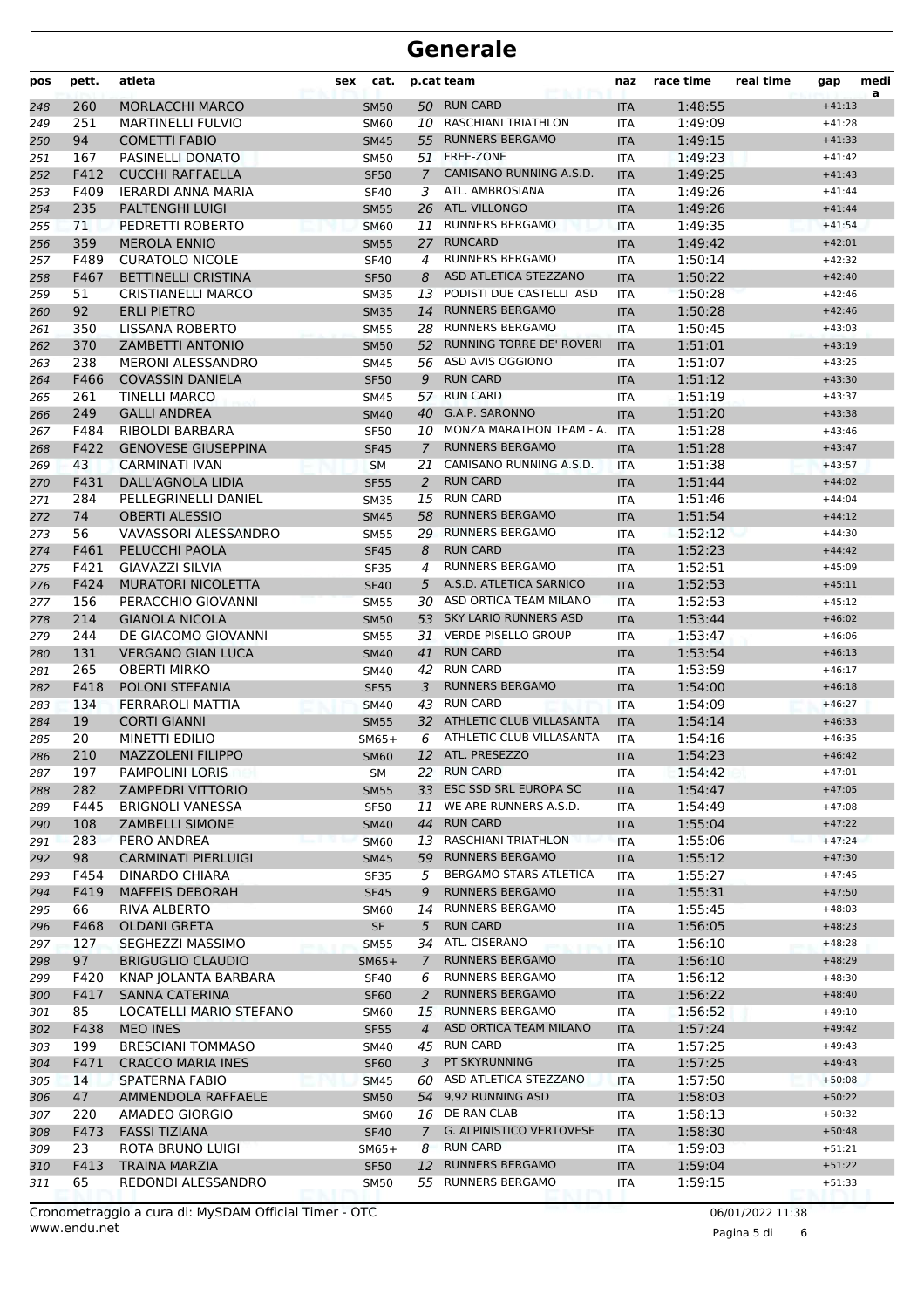# Generale

| pos | pett. | atleta | sex | cat. | p.cat | team | naz | race time | real time | gap | media |
|---|---|---|---|---|---|---|---|---|---|---|---|
| 248 | 260 | MORLACCHI MARCO | | SM50 | 50 | RUN CARD | ITA | 1:48:55 | | +41:13 | |
| 249 | 251 | MARTINELLI FULVIO | | SM60 | 10 | RASCHIANI TRIATHLON | ITA | 1:49:09 | | +41:28 | |
| 250 | 94 | COMETTI FABIO | | SM45 | 55 | RUNNERS BERGAMO | ITA | 1:49:15 | | +41:33 | |
| 251 | 167 | PASINELLI DONATO | | SM50 | 51 | FREE-ZONE | ITA | 1:49:23 | | +41:42 | |
| 252 | F412 | CUCCHI RAFFAELLA | | SF50 | 7 | CAMISANO RUNNING A.S.D. | ITA | 1:49:25 | | +41:43 | |
| 253 | F409 | IERARDI ANNA MARIA | | SF40 | 3 | ATL. AMBROSIANA | ITA | 1:49:26 | | +41:44 | |
| 254 | 235 | PALTENGHI LUIGI | | SM55 | 26 | ATL. VILLONGO | ITA | 1:49:26 | | +41:44 | |
| 255 | 71 | PEDRETTI ROBERTO | | SM60 | 11 | RUNNERS BERGAMO | ITA | 1:49:35 | | +41:54 | |
| 256 | 359 | MEROLA ENNIO | | SM55 | 27 | RUNCARD | ITA | 1:49:42 | | +42:01 | |
| 257 | F489 | CURATOLO NICOLE | | SF40 | 4 | RUNNERS BERGAMO | ITA | 1:50:14 | | +42:32 | |
| 258 | F467 | BETTINELLI CRISTINA | | SF50 | 8 | ASD ATLETICA STEZZANO | ITA | 1:50:22 | | +42:40 | |
| 259 | 51 | CRISTIANELLI MARCO | | SM35 | 13 | PODISTI DUE CASTELLI ASD | ITA | 1:50:28 | | +42:46 | |
| 260 | 92 | ERLI PIETRO | | SM35 | 14 | RUNNERS BERGAMO | ITA | 1:50:28 | | +42:46 | |
| 261 | 350 | LISSANA ROBERTO | | SM55 | 28 | RUNNERS BERGAMO | ITA | 1:50:45 | | +43:03 | |
| 262 | 370 | ZAMBETTI ANTONIO | | SM50 | 52 | RUNNING TORRE DE' ROVERI | ITA | 1:51:01 | | +43:19 | |
| 263 | 238 | MERONI ALESSANDRO | | SM45 | 56 | ASD AVIS OGGIONO | ITA | 1:51:07 | | +43:25 | |
| 264 | F466 | COVASSIN DANIELA | | SF50 | 9 | RUN CARD | ITA | 1:51:12 | | +43:30 | |
| 265 | 261 | TINELLI MARCO | | SM45 | 57 | RUN CARD | ITA | 1:51:19 | | +43:37 | |
| 266 | 249 | GALLI ANDREA | | SM40 | 40 | G.A.P. SARONNO | ITA | 1:51:20 | | +43:38 | |
| 267 | F484 | RIBOLDI BARBARA | | SF50 | 10 | MONZA MARATHON TEAM - A. | ITA | 1:51:28 | | +43:46 | |
| 268 | F422 | GENOVESE GIUSEPPINA | | SF45 | 7 | RUNNERS BERGAMO | ITA | 1:51:28 | | +43:47 | |
| 269 | 43 | CARMINATI IVAN | | SM | 21 | CAMISANO RUNNING A.S.D. | ITA | 1:51:38 | | +43:57 | |
| 270 | F431 | DALL'AGNOLA LIDIA | | SF55 | 2 | RUN CARD | ITA | 1:51:44 | | +44:02 | |
| 271 | 284 | PELLEGRINELLI DANIEL | | SM35 | 15 | RUN CARD | ITA | 1:51:46 | | +44:04 | |
| 272 | 74 | OBERTI ALESSIO | | SM45 | 58 | RUNNERS BERGAMO | ITA | 1:51:54 | | +44:12 | |
| 273 | 56 | VAVASSORI ALESSANDRO | | SM55 | 29 | RUNNERS BERGAMO | ITA | 1:52:12 | | +44:30 | |
| 274 | F461 | PELUCCHI PAOLA | | SF45 | 8 | RUN CARD | ITA | 1:52:23 | | +44:42 | |
| 275 | F421 | GIAVAZZI SILVIA | | SF35 | 4 | RUNNERS BERGAMO | ITA | 1:52:51 | | +45:09 | |
| 276 | F424 | MURATORI NICOLETTA | | SF40 | 5 | A.S.D. ATLETICA SARNICO | ITA | 1:52:53 | | +45:11 | |
| 277 | 156 | PERACCHIO GIOVANNI | | SM55 | 30 | ASD ORTICA TEAM MILANO | ITA | 1:52:53 | | +45:12 | |
| 278 | 214 | GIANOLA NICOLA | | SM50 | 53 | SKY LARIO RUNNERS ASD | ITA | 1:53:44 | | +46:02 | |
| 279 | 244 | DE GIACOMO GIOVANNI | | SM55 | 31 | VERDE PISELLO GROUP | ITA | 1:53:47 | | +46:06 | |
| 280 | 131 | VERGANO GIAN LUCA | | SM40 | 41 | RUN CARD | ITA | 1:53:54 | | +46:13 | |
| 281 | 265 | OBERTI MIRKO | | SM40 | 42 | RUN CARD | ITA | 1:53:59 | | +46:17 | |
| 282 | F418 | POLONI STEFANIA | | SF55 | 3 | RUNNERS BERGAMO | ITA | 1:54:00 | | +46:18 | |
| 283 | 134 | FERRAROLI MATTIA | | SM40 | 43 | RUN CARD | ITA | 1:54:09 | | +46:27 | |
| 284 | 19 | CORTI GIANNI | | SM55 | 32 | ATHLETIC CLUB VILLASANTA | ITA | 1:54:14 | | +46:33 | |
| 285 | 20 | MINETTI EDILIO | | SM65+ | 6 | ATHLETIC CLUB VILLASANTA | ITA | 1:54:16 | | +46:35 | |
| 286 | 210 | MAZZOLENI FILIPPO | | SM60 | 12 | ATL. PRESEZZO | ITA | 1:54:23 | | +46:42 | |
| 287 | 197 | PAMPOLINI LORIS | | SM | 22 | RUN CARD | ITA | 1:54:42 | | +47:01 | |
| 288 | 282 | ZAMPEDRI VITTORIO | | SM55 | 33 | ESC SSD SRL EUROPA SC | ITA | 1:54:47 | | +47:05 | |
| 289 | F445 | BRIGNOLI VANESSA | | SF50 | 11 | WE ARE RUNNERS A.S.D. | ITA | 1:54:49 | | +47:08 | |
| 290 | 108 | ZAMBELLI SIMONE | | SM40 | 44 | RUN CARD | ITA | 1:55:04 | | +47:22 | |
| 291 | 283 | PERO ANDREA | | SM60 | 13 | RASCHIANI TRIATHLON | ITA | 1:55:06 | | +47:24 | |
| 292 | 98 | CARMINATI PIERLUIGI | | SM45 | 59 | RUNNERS BERGAMO | ITA | 1:55:12 | | +47:30 | |
| 293 | F454 | DINARDO CHIARA | | SF35 | 5 | BERGAMO STARS ATLETICA | ITA | 1:55:27 | | +47:45 | |
| 294 | F419 | MAFFEIS DEBORAH | | SF45 | 9 | RUNNERS BERGAMO | ITA | 1:55:31 | | +47:50 | |
| 295 | 66 | RIVA ALBERTO | | SM60 | 14 | RUNNERS BERGAMO | ITA | 1:55:45 | | +48:03 | |
| 296 | F468 | OLDANI GRETA | | SF | 5 | RUN CARD | ITA | 1:56:05 | | +48:23 | |
| 297 | 127 | SEGHEZZI MASSIMO | | SM55 | 34 | ATL. CISERANO | ITA | 1:56:10 | | +48:28 | |
| 298 | 97 | BRIGUGLIO CLAUDIO | | SM65+ | 7 | RUNNERS BERGAMO | ITA | 1:56:10 | | +48:29 | |
| 299 | F420 | KNAP JOLANTA BARBARA | | SF40 | 6 | RUNNERS BERGAMO | ITA | 1:56:12 | | +48:30 | |
| 300 | F417 | SANNA CATERINA | | SF60 | 2 | RUNNERS BERGAMO | ITA | 1:56:22 | | +48:40 | |
| 301 | 85 | LOCATELLI MARIO STEFANO | | SM60 | 15 | RUNNERS BERGAMO | ITA | 1:56:52 | | +49:10 | |
| 302 | F438 | MEO INES | | SF55 | 4 | ASD ORTICA TEAM MILANO | ITA | 1:57:24 | | +49:42 | |
| 303 | 199 | BRESCIANI TOMMASO | | SM40 | 45 | RUN CARD | ITA | 1:57:25 | | +49:43 | |
| 304 | F471 | CRACCO MARIA INES | | SF60 | 3 | PT SKYRUNNING | ITA | 1:57:25 | | +49:43 | |
| 305 | 14 | SPATERNA FABIO | | SM45 | 60 | ASD ATLETICA STEZZANO | ITA | 1:57:50 | | +50:08 | |
| 306 | 47 | AMMENDOLA RAFFAELE | | SM50 | 54 | 9,92 RUNNING ASD | ITA | 1:58:03 | | +50:22 | |
| 307 | 220 | AMADEO GIORGIO | | SM60 | 16 | DE RAN CLAB | ITA | 1:58:13 | | +50:32 | |
| 308 | F473 | FASSI TIZIANA | | SF40 | 7 | G. ALPINISTICO VERTOVESE | ITA | 1:58:30 | | +50:48 | |
| 309 | 23 | ROTA BRUNO LUIGI | | SM65+ | 8 | RUN CARD | ITA | 1:59:03 | | +51:21 | |
| 310 | F413 | TRAINA MARZIA | | SF50 | 12 | RUNNERS BERGAMO | ITA | 1:59:04 | | +51:22 | |
| 311 | 65 | REDONDI ALESSANDRO | | SM50 | 55 | RUNNERS BERGAMO | ITA | 1:59:15 | | +51:33 | |

Cronometraggio a cura di: MySDAM Official Timer - OTC
www.endu.net

06/01/2022 11:38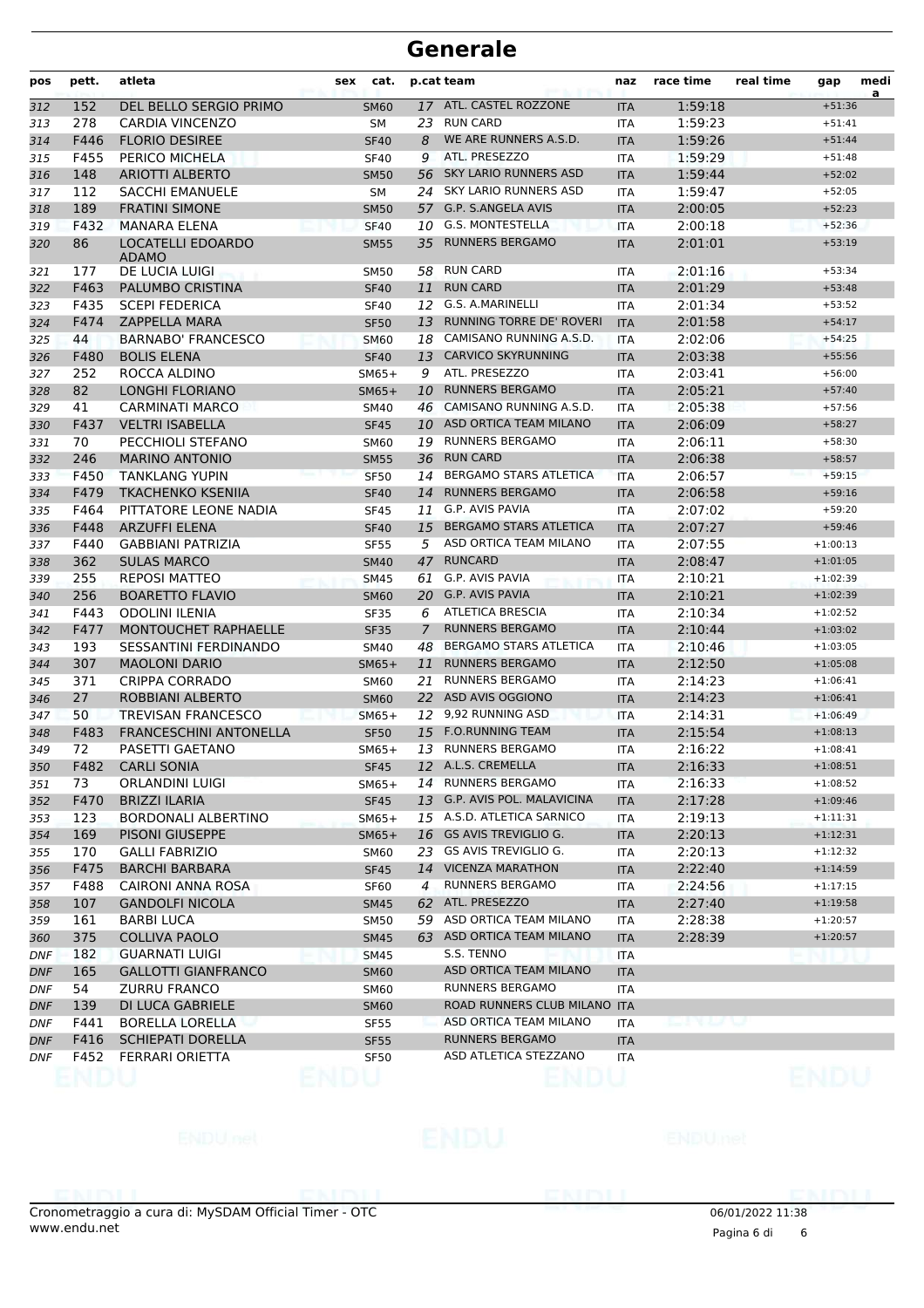# Generale

| pos | pett. | atleta | sex | cat. | p.cat | team | naz | race time | real time | gap | media |
|---|---|---|---|---|---|---|---|---|---|---|---|
| 312 | 152 | DEL BELLO SERGIO PRIMO | | SM60 | 17 | ATL. CASTEL ROZZONE | ITA | 1:59:18 | | +51:36 | |
| 313 | 278 | CARDIA VINCENZO | | SM | 23 | RUN CARD | ITA | 1:59:23 | | +51:41 | |
| 314 | F446 | FLORIO DESIREE | | SF40 | 8 | WE ARE RUNNERS A.S.D. | ITA | 1:59:26 | | +51:44 | |
| 315 | F455 | PERICO MICHELA | | SF40 | 9 | ATL. PRESEZZO | ITA | 1:59:29 | | +51:48 | |
| 316 | 148 | ARIOTTI ALBERTO | | SM50 | 56 | SKY LARIO RUNNERS ASD | ITA | 1:59:44 | | +52:02 | |
| 317 | 112 | SACCHI EMANUELE | | SM | 24 | SKY LARIO RUNNERS ASD | ITA | 1:59:47 | | +52:05 | |
| 318 | 189 | FRATINI SIMONE | | SM50 | 57 | G.P. S.ANGELA AVIS | ITA | 2:00:05 | | +52:23 | |
| 319 | F432 | MANARA ELENA | | SF40 | 10 | G.S. MONTESTELLA | ITA | 2:00:18 | | +52:36 | |
| 320 | 86 | LOCATELLI EDOARDO ADAMO | | SM55 | 35 | RUNNERS BERGAMO | ITA | 2:01:01 | | +53:19 | |
| 321 | 177 | DE LUCIA LUIGI | | SM50 | 58 | RUN CARD | ITA | 2:01:16 | | +53:34 | |
| 322 | F463 | PALUMBO CRISTINA | | SF40 | 11 | RUN CARD | ITA | 2:01:29 | | +53:48 | |
| 323 | F435 | SCEPI FEDERICA | | SF40 | 12 | G.S. A.MARINELLI | ITA | 2:01:34 | | +53:52 | |
| 324 | F474 | ZAPPELLA MARA | | SF50 | 13 | RUNNING TORRE DE' ROVERI | ITA | 2:01:58 | | +54:17 | |
| 325 | 44 | BARNABO' FRANCESCO | | SM60 | 18 | CAMISANO RUNNING A.S.D. | ITA | 2:02:06 | | +54:25 | |
| 326 | F480 | BOLIS ELENA | | SF40 | 13 | CARVICO SKYRUNNING | ITA | 2:03:38 | | +55:56 | |
| 327 | 252 | ROCCA ALDINO | | SM65+ | 9 | ATL. PRESEZZO | ITA | 2:03:41 | | +56:00 | |
| 328 | 82 | LONGHI FLORIANO | | SM65+ | 10 | RUNNERS BERGAMO | ITA | 2:05:21 | | +57:40 | |
| 329 | 41 | CARMINATI MARCO | | SM40 | 46 | CAMISANO RUNNING A.S.D. | ITA | 2:05:38 | | +57:56 | |
| 330 | F437 | VELTRI ISABELLA | | SF45 | 10 | ASD ORTICA TEAM MILANO | ITA | 2:06:09 | | +58:27 | |
| 331 | 70 | PECCHIOLI STEFANO | | SM60 | 19 | RUNNERS BERGAMO | ITA | 2:06:11 | | +58:30 | |
| 332 | 246 | MARINO ANTONIO | | SM55 | 36 | RUN CARD | ITA | 2:06:38 | | +58:57 | |
| 333 | F450 | TANKLANG YUPIN | | SF50 | 14 | BERGAMO STARS ATLETICA | ITA | 2:06:57 | | +59:15 | |
| 334 | F479 | TKACHENKO KSENIIA | | SF40 | 14 | RUNNERS BERGAMO | ITA | 2:06:58 | | +59:16 | |
| 335 | F464 | PITTATORE LEONE NADIA | | SF45 | 11 | G.P. AVIS PAVIA | ITA | 2:07:02 | | +59:20 | |
| 336 | F448 | ARZUFFI ELENA | | SF40 | 15 | BERGAMO STARS ATLETICA | ITA | 2:07:27 | | +59:46 | |
| 337 | F440 | GABBIANI PATRIZIA | | SF55 | 5 | ASD ORTICA TEAM MILANO | ITA | 2:07:55 | | +1:00:13 | |
| 338 | 362 | SULAS MARCO | | SM40 | 47 | RUNCARD | ITA | 2:08:47 | | +1:01:05 | |
| 339 | 255 | REPOSI MATTEO | | SM45 | 61 | G.P. AVIS PAVIA | ITA | 2:10:21 | | +1:02:39 | |
| 340 | 256 | BOARETTO FLAVIO | | SM60 | 20 | G.P. AVIS PAVIA | ITA | 2:10:21 | | +1:02:39 | |
| 341 | F443 | ODOLINI ILENIA | | SF35 | 6 | ATLETICA BRESCIA | ITA | 2:10:34 | | +1:02:52 | |
| 342 | F477 | MONTOUCHET RAPHAELLE | | SF35 | 7 | RUNNERS BERGAMO | ITA | 2:10:44 | | +1:03:02 | |
| 343 | 193 | SESSANTINI FERDINANDO | | SM40 | 48 | BERGAMO STARS ATLETICA | ITA | 2:10:46 | | +1:03:05 | |
| 344 | 307 | MAOLONI DARIO | | SM65+ | 11 | RUNNERS BERGAMO | ITA | 2:12:50 | | +1:05:08 | |
| 345 | 371 | CRIPPA CORRADO | | SM60 | 21 | RUNNERS BERGAMO | ITA | 2:14:23 | | +1:06:41 | |
| 346 | 27 | ROBBIANI ALBERTO | | SM60 | 22 | ASD AVIS OGGIONO | ITA | 2:14:23 | | +1:06:41 | |
| 347 | 50 | TREVISAN FRANCESCO | | SM65+ | 12 | 9,92 RUNNING ASD | ITA | 2:14:31 | | +1:06:49 | |
| 348 | F483 | FRANCESCHINI ANTONELLA | | SF50 | 15 | F.O.RUNNING TEAM | ITA | 2:15:54 | | +1:08:13 | |
| 349 | 72 | PASETTI GAETANO | | SM65+ | 13 | RUNNERS BERGAMO | ITA | 2:16:22 | | +1:08:41 | |
| 350 | F482 | CARLI SONIA | | SF45 | 12 | A.L.S. CREMELLA | ITA | 2:16:33 | | +1:08:51 | |
| 351 | 73 | ORLANDINI LUIGI | | SM65+ | 14 | RUNNERS BERGAMO | ITA | 2:16:33 | | +1:08:52 | |
| 352 | F470 | BRIZZI ILARIA | | SF45 | 13 | G.P. AVIS POL. MALAVICINA | ITA | 2:17:28 | | +1:09:46 | |
| 353 | 123 | BORDONALI ALBERTINO | | SM65+ | 15 | A.S.D. ATLETICA SARNICO | ITA | 2:19:13 | | +1:11:31 | |
| 354 | 169 | PISONI GIUSEPPE | | SM65+ | 16 | GS AVIS TREVIGLIO G. | ITA | 2:20:13 | | +1:12:31 | |
| 355 | 170 | GALLI FABRIZIO | | SM60 | 23 | GS AVIS TREVIGLIO G. | ITA | 2:20:13 | | +1:12:32 | |
| 356 | F475 | BARCHI BARBARA | | SF45 | 14 | VICENZA MARATHON | ITA | 2:22:40 | | +1:14:59 | |
| 357 | F488 | CAIRONI ANNA ROSA | | SF60 | 4 | RUNNERS BERGAMO | ITA | 2:24:56 | | +1:17:15 | |
| 358 | 107 | GANDOLFI NICOLA | | SM45 | 62 | ATL. PRESEZZO | ITA | 2:27:40 | | +1:19:58 | |
| 359 | 161 | BARBI LUCA | | SM50 | 59 | ASD ORTICA TEAM MILANO | ITA | 2:28:38 | | +1:20:57 | |
| 360 | 375 | COLLIVA PAOLO | | SM45 | 63 | ASD ORTICA TEAM MILANO | ITA | 2:28:39 | | +1:20:57 | |
| DNF | 182 | GUARNATI LUIGI | | SM45 | | S.S. TENNO | ITA | | | | |
| DNF | 165 | GALLOTTI GIANFRANCO | | SM60 | | ASD ORTICA TEAM MILANO | ITA | | | | |
| DNF | 54 | ZURRU FRANCO | | SM60 | | RUNNERS BERGAMO | ITA | | | | |
| DNF | 139 | DI LUCA GABRIELE | | SM60 | | ROAD RUNNERS CLUB MILANO | ITA | | | | |
| DNF | F441 | BORELLA LORELLA | | SF55 | | ASD ORTICA TEAM MILANO | ITA | | | | |
| DNF | F416 | SCHIEPATI DORELLA | | SF55 | | RUNNERS BERGAMO | ITA | | | | |
| DNF | F452 | FERRARI ORIETTA | | SF50 | | ASD ATLETICA STEZZANO | ITA | | | | |

Cronometraggio a cura di: MySDAM Official Timer - OTC
www.endu.net

06/01/2022 11:38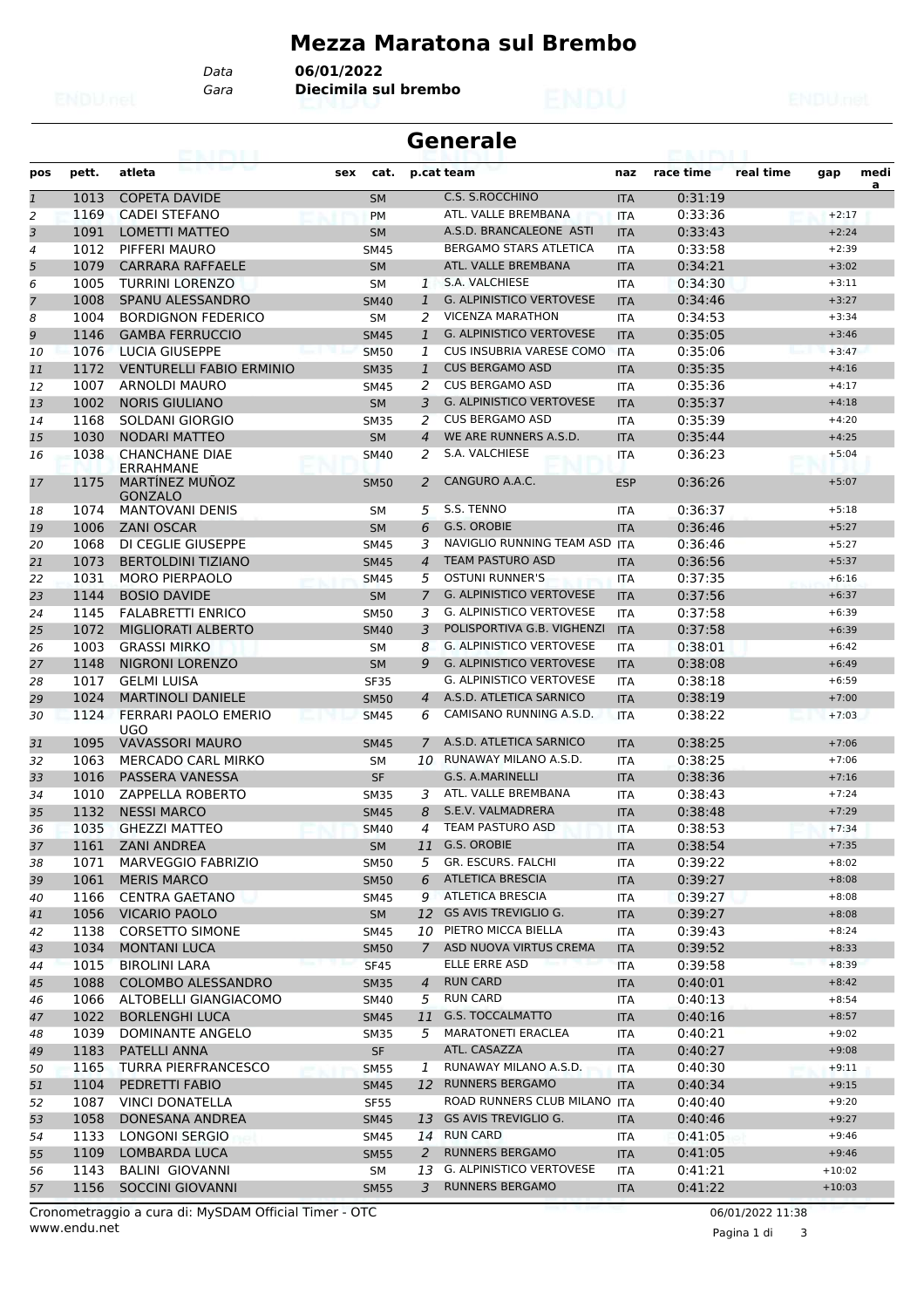# Mezza Maratona sul Brembo

Data **06/01/2022**
Gara **Diecimila sul brembo**

## Generale

| pos | pett. | atleta | sex | cat. | p.cat | team | naz | race time | real time | gap | media |
|---|---|---|---|---|---|---|---|---|---|---|---|
| 1 | 1013 | COPETA DAVIDE | | SM | | C.S. S.ROCCHINO | ITA | 0:31:19 | | | |
| 2 | 1169 | CADEI STEFANO | | PM | | ATL. VALLE BREMBANA | ITA | 0:33:36 | | +2:17 | |
| 3 | 1091 | LOMETTI MATTEO | | SM | | A.S.D. BRANCALEONE ASTI | ITA | 0:33:43 | | +2:24 | |
| 4 | 1012 | PIFFERI MAURO | | SM45 | | BERGAMO STARS ATLETICA | ITA | 0:33:58 | | +2:39 | |
| 5 | 1079 | CARRARA RAFFAELE | | SM | | ATL. VALLE BREMBANA | ITA | 0:34:21 | | +3:02 | |
| 6 | 1005 | TURRINI LORENZO | | SM | 1 | S.A. VALCHIESE | ITA | 0:34:30 | | +3:11 | |
| 7 | 1008 | SPANU ALESSANDRO | | SM40 | 1 | G. ALPINISTICO VERTOVESE | ITA | 0:34:46 | | +3:27 | |
| 8 | 1004 | BORDIGNON FEDERICO | | SM | 2 | VICENZA MARATHON | ITA | 0:34:53 | | +3:34 | |
| 9 | 1146 | GAMBA FERRUCCIO | | SM45 | 1 | G. ALPINISTICO VERTOVESE | ITA | 0:35:05 | | +3:46 | |
| 10 | 1076 | LUCIA GIUSEPPE | | SM50 | 1 | CUS INSUBRIA VARESE COMO | ITA | 0:35:06 | | +3:47 | |
| 11 | 1172 | VENTURELLI FABIO ERMINIO | | SM35 | 1 | CUS BERGAMO ASD | ITA | 0:35:35 | | +4:16 | |
| 12 | 1007 | ARNOLDI MAURO | | SM45 | 2 | CUS BERGAMO ASD | ITA | 0:35:36 | | +4:17 | |
| 13 | 1002 | NORIS GIULIANO | | SM | 3 | G. ALPINISTICO VERTOVESE | ITA | 0:35:37 | | +4:18 | |
| 14 | 1168 | SOLDANI GIORGIO | | SM35 | 2 | CUS BERGAMO ASD | ITA | 0:35:39 | | +4:20 | |
| 15 | 1030 | NODARI MATTEO | | SM | 4 | WE ARE RUNNERS A.S.D. | ITA | 0:35:44 | | +4:25 | |
| 16 | 1038 | CHANCHANE DIAE ERRAHMANE | | SM40 | 2 | S.A. VALCHIESE | ITA | 0:36:23 | | +5:04 | |
| 17 | 1175 | MARTÍNEZ MUÑOZ GONZALO | | SM50 | 2 | CANGURO A.A.C. | ESP | 0:36:26 | | +5:07 | |
| 18 | 1074 | MANTOVANI DENIS | | SM | 5 | S.S. TENNO | ITA | 0:36:37 | | +5:18 | |
| 19 | 1006 | ZANI OSCAR | | SM | 6 | G.S. OROBIE | ITA | 0:36:46 | | +5:27 | |
| 20 | 1068 | DI CEGLIE GIUSEPPE | | SM45 | 3 | NAVIGLIO RUNNING TEAM ASD | ITA | 0:36:46 | | +5:27 | |
| 21 | 1073 | BERTOLDINI TIZIANO | | SM45 | 4 | TEAM PASTURO ASD | ITA | 0:36:56 | | +5:37 | |
| 22 | 1031 | MORO PIERPAOLO | | SM45 | 5 | OSTUNI RUNNER'S | ITA | 0:37:35 | | +6:16 | |
| 23 | 1144 | BOSIO DAVIDE | | SM | 7 | G. ALPINISTICO VERTOVESE | ITA | 0:37:56 | | +6:37 | |
| 24 | 1145 | FALABRETTI ENRICO | | SM50 | 3 | G. ALPINISTICO VERTOVESE | ITA | 0:37:58 | | +6:39 | |
| 25 | 1072 | MIGLIORATI ALBERTO | | SM40 | 3 | POLISPORTIVA G.B. VIGHENZI | ITA | 0:37:58 | | +6:39 | |
| 26 | 1003 | GRASSI MIRKO | | SM | 8 | G. ALPINISTICO VERTOVESE | ITA | 0:38:01 | | +6:42 | |
| 27 | 1148 | NIGRONI LORENZO | | SM | 9 | G. ALPINISTICO VERTOVESE | ITA | 0:38:08 | | +6:49 | |
| 28 | 1017 | GELMI LUISA | | SF35 | | G. ALPINISTICO VERTOVESE | ITA | 0:38:18 | | +6:59 | |
| 29 | 1024 | MARTINOLI DANIELE | | SM50 | 4 | A.S.D. ATLETICA SARNICO | ITA | 0:38:19 | | +7:00 | |
| 30 | 1124 | FERRARI PAOLO EMERIO UGO | | SM45 | 6 | CAMISANO RUNNING A.S.D. | ITA | 0:38:22 | | +7:03 | |
| 31 | 1095 | VAVASSORI MAURO | | SM45 | 7 | A.S.D. ATLETICA SARNICO | ITA | 0:38:25 | | +7:06 | |
| 32 | 1063 | MERCADO CARL MIRKO | | SM | 10 | RUNAWAY MILANO A.S.D. | ITA | 0:38:25 | | +7:06 | |
| 33 | 1016 | PASSERA VANESSA | | SF | | G.S. A.MARINELLI | ITA | 0:38:36 | | +7:16 | |
| 34 | 1010 | ZAPPELLA ROBERTO | | SM35 | 3 | ATL. VALLE BREMBANA | ITA | 0:38:43 | | +7:24 | |
| 35 | 1132 | NESSI MARCO | | SM45 | 8 | S.E.V. VALMADRERA | ITA | 0:38:48 | | +7:29 | |
| 36 | 1035 | GHEZZI MATTEO | | SM40 | 4 | TEAM PASTURO ASD | ITA | 0:38:53 | | +7:34 | |
| 37 | 1161 | ZANI ANDREA | | SM | 11 | G.S. OROBIE | ITA | 0:38:54 | | +7:35 | |
| 38 | 1071 | MARVEGGIO FABRIZIO | | SM50 | 5 | GR. ESCURS. FALCHI | ITA | 0:39:22 | | +8:02 | |
| 39 | 1061 | MERIS MARCO | | SM50 | 6 | ATLETICA BRESCIA | ITA | 0:39:27 | | +8:08 | |
| 40 | 1166 | CENTRA GAETANO | | SM45 | 9 | ATLETICA BRESCIA | ITA | 0:39:27 | | +8:08 | |
| 41 | 1056 | VICARIO PAOLO | | SM | 12 | GS AVIS TREVIGLIO G. | ITA | 0:39:27 | | +8:08 | |
| 42 | 1138 | CORSETTO SIMONE | | SM45 | 10 | PIETRO MICCA BIELLA | ITA | 0:39:43 | | +8:24 | |
| 43 | 1034 | MONTANI LUCA | | SM50 | 7 | ASD NUOVA VIRTUS CREMA | ITA | 0:39:52 | | +8:33 | |
| 44 | 1015 | BIROLINI LARA | | SF45 | | ELLE ERRE ASD | ITA | 0:39:58 | | +8:39 | |
| 45 | 1088 | COLOMBO ALESSANDRO | | SM35 | 4 | RUN CARD | ITA | 0:40:01 | | +8:42 | |
| 46 | 1066 | ALTOBELLI GIANGIACOMO | | SM40 | 5 | RUN CARD | ITA | 0:40:13 | | +8:54 | |
| 47 | 1022 | BORLENGHI LUCA | | SM45 | 11 | G.S. TOCCALMATTO | ITA | 0:40:16 | | +8:57 | |
| 48 | 1039 | DOMINANTE ANGELO | | SM35 | 5 | MARATONETI ERACLEA | ITA | 0:40:21 | | +9:02 | |
| 49 | 1183 | PATELLI ANNA | | SF | | ATL. CASAZZA | ITA | 0:40:27 | | +9:08 | |
| 50 | 1165 | TURRA PIERFRANCESCO | | SM55 | 1 | RUNAWAY MILANO A.S.D. | ITA | 0:40:30 | | +9:11 | |
| 51 | 1104 | PEDRETTI FABIO | | SM45 | 12 | RUNNERS BERGAMO | ITA | 0:40:34 | | +9:15 | |
| 52 | 1087 | VINCI DONATELLA | | SF55 | | ROAD RUNNERS CLUB MILANO | ITA | 0:40:40 | | +9:20 | |
| 53 | 1058 | DONESANA ANDREA | | SM45 | 13 | GS AVIS TREVIGLIO G. | ITA | 0:40:46 | | +9:27 | |
| 54 | 1133 | LONGONI SERGIO | | SM45 | 14 | RUN CARD | ITA | 0:41:05 | | +9:46 | |
| 55 | 1109 | LOMBARDA LUCA | | SM55 | 2 | RUNNERS BERGAMO | ITA | 0:41:05 | | +9:46 | |
| 56 | 1143 | BALINI GIOVANNI | | SM | 13 | G. ALPINISTICO VERTOVESE | ITA | 0:41:21 | | +10:02 | |
| 57 | 1156 | SOCCINI GIOVANNI | | SM55 | 3 | RUNNERS BERGAMO | ITA | 0:41:22 | | +10:03 | |

Cronometraggio a cura di: MySDAM Official Timer - OTC
www.endu.net

06/01/2022 11:38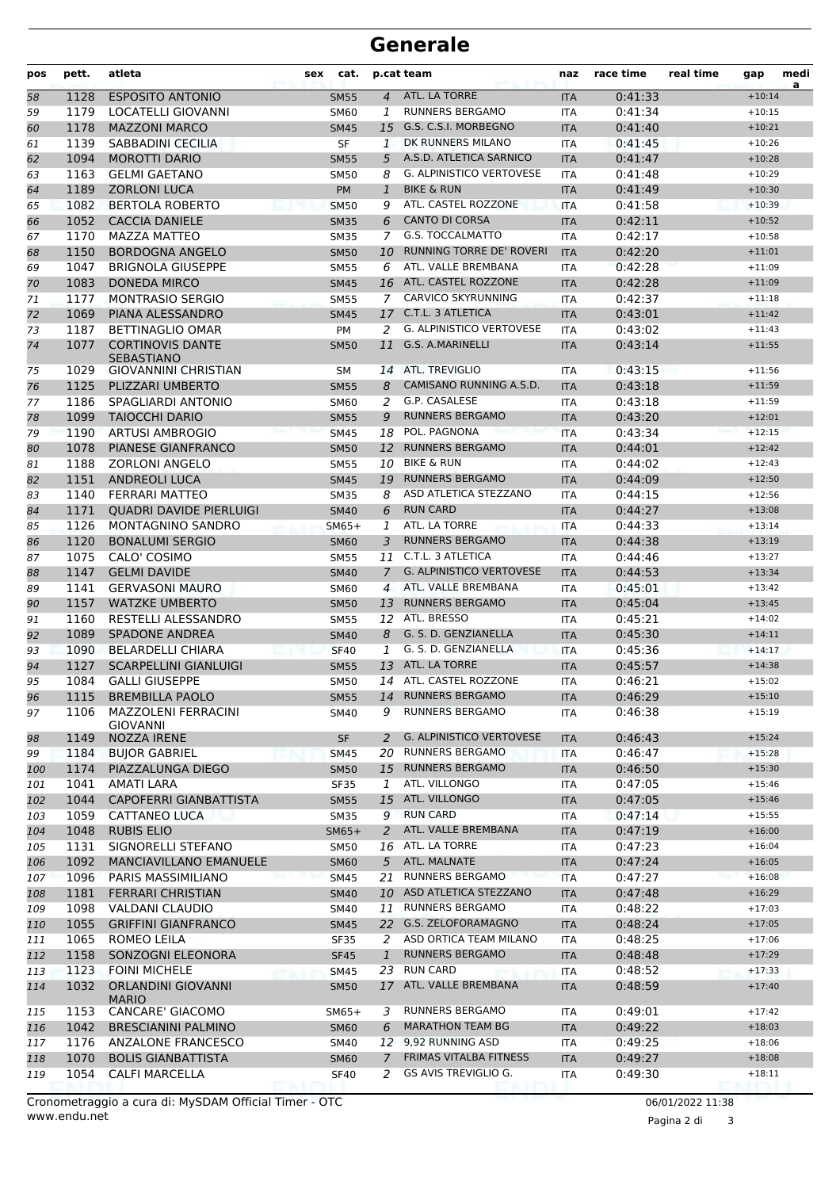# Generale

| pos | pett. | atleta | sex | cat. | p.cat | team | naz | race time | real time | gap | media |
|---|---|---|---|---|---|---|---|---|---|---|---|
| 58 | 1128 | ESPOSITO ANTONIO | | SM55 | 4 | ATL. LA TORRE | ITA | 0:41:33 | | +10:14 | |
| 59 | 1179 | LOCATELLI GIOVANNI | | SM60 | 1 | RUNNERS BERGAMO | ITA | 0:41:34 | | +10:15 | |
| 60 | 1178 | MAZZONI MARCO | | SM45 | 15 | G.S. C.S.I. MORBEGNO | ITA | 0:41:40 | | +10:21 | |
| 61 | 1139 | SABBADINI CECILIA | | SF | 1 | DK RUNNERS MILANO | ITA | 0:41:45 | | +10:26 | |
| 62 | 1094 | MOROTTI DARIO | | SM55 | 5 | A.S.D. ATLETICA SARNICO | ITA | 0:41:47 | | +10:28 | |
| 63 | 1163 | GELMI GAETANO | | SM50 | 8 | G. ALPINISTICO VERTOVESE | ITA | 0:41:48 | | +10:29 | |
| 64 | 1189 | ZORLONI LUCA | | PM | 1 | BIKE & RUN | ITA | 0:41:49 | | +10:30 | |
| 65 | 1082 | BERTOLA ROBERTO | | SM50 | 9 | ATL. CASTEL ROZZONE | ITA | 0:41:58 | | +10:39 | |
| 66 | 1052 | CACCIA DANIELE | | SM35 | 6 | CANTO DI CORSA | ITA | 0:42:11 | | +10:52 | |
| 67 | 1170 | MAZZA MATTEO | | SM35 | 7 | G.S. TOCCALMATTO | ITA | 0:42:17 | | +10:58 | |
| 68 | 1150 | BORDOGNA ANGELO | | SM50 | 10 | RUNNING TORRE DE' ROVERI | ITA | 0:42:20 | | +11:01 | |
| 69 | 1047 | BRIGNOLA GIUSEPPE | | SM55 | 6 | ATL. VALLE BREMBANA | ITA | 0:42:28 | | +11:09 | |
| 70 | 1083 | DONEDA MIRCO | | SM45 | 16 | ATL. CASTEL ROZZONE | ITA | 0:42:28 | | +11:09 | |
| 71 | 1177 | MONTRASIO SERGIO | | SM55 | 7 | CARVICO SKYRUNNING | ITA | 0:42:37 | | +11:18 | |
| 72 | 1069 | PIANA ALESSANDRO | | SM45 | 17 | C.T.L. 3 ATLETICA | ITA | 0:43:01 | | +11:42 | |
| 73 | 1187 | BETTINAGLIO OMAR | | PM | 2 | G. ALPINISTICO VERTOVESE | ITA | 0:43:02 | | +11:43 | |
| 74 | 1077 | CORTINOVIS DANTE SEBASTIANO | | SM50 | 11 | G.S. A.MARINELLI | ITA | 0:43:14 | | +11:55 | |
| 75 | 1029 | GIOVANNINI CHRISTIAN | | SM | 14 | ATL. TREVIGLIO | ITA | 0:43:15 | | +11:56 | |
| 76 | 1125 | PLIZZARI UMBERTO | | SM55 | 8 | CAMISANO RUNNING A.S.D. | ITA | 0:43:18 | | +11:59 | |
| 77 | 1186 | SPAGLIARDI ANTONIO | | SM60 | 2 | G.P. CASALESE | ITA | 0:43:18 | | +11:59 | |
| 78 | 1099 | TAIOCCHI DARIO | | SM55 | 9 | RUNNERS BERGAMO | ITA | 0:43:20 | | +12:01 | |
| 79 | 1190 | ARTUSI AMBROGIO | | SM45 | 18 | POL. PAGNONA | ITA | 0:43:34 | | +12:15 | |
| 80 | 1078 | PIANESE GIANFRANCO | | SM50 | 12 | RUNNERS BERGAMO | ITA | 0:44:01 | | +12:42 | |
| 81 | 1188 | ZORLONI ANGELO | | SM55 | 10 | BIKE & RUN | ITA | 0:44:02 | | +12:43 | |
| 82 | 1151 | ANDREOLI LUCA | | SM45 | 19 | RUNNERS BERGAMO | ITA | 0:44:09 | | +12:50 | |
| 83 | 1140 | FERRARI MATTEO | | SM35 | 8 | ASD ATLETICA STEZZANO | ITA | 0:44:15 | | +12:56 | |
| 84 | 1171 | QUADRI DAVIDE PIERLUIGI | | SM40 | 6 | RUN CARD | ITA | 0:44:27 | | +13:08 | |
| 85 | 1126 | MONTAGNINO SANDRO | | SM65+ | 1 | ATL. LA TORRE | ITA | 0:44:33 | | +13:14 | |
| 86 | 1120 | BONALUMI SERGIO | | SM60 | 3 | RUNNERS BERGAMO | ITA | 0:44:38 | | +13:19 | |
| 87 | 1075 | CALO' COSIMO | | SM55 | 11 | C.T.L. 3 ATLETICA | ITA | 0:44:46 | | +13:27 | |
| 88 | 1147 | GELMI DAVIDE | | SM40 | 7 | G. ALPINISTICO VERTOVESE | ITA | 0:44:53 | | +13:34 | |
| 89 | 1141 | GERVASONI MAURO | | SM60 | 4 | ATL. VALLE BREMBANA | ITA | 0:45:01 | | +13:42 | |
| 90 | 1157 | WATZKE UMBERTO | | SM50 | 13 | RUNNERS BERGAMO | ITA | 0:45:04 | | +13:45 | |
| 91 | 1160 | RESTELLI ALESSANDRO | | SM55 | 12 | ATL. BRESSO | ITA | 0:45:21 | | +14:02 | |
| 92 | 1089 | SPADONE ANDREA | | SM40 | 8 | G. S. D. GENZIANELLA | ITA | 0:45:30 | | +14:11 | |
| 93 | 1090 | BELARDELLI CHIARA | | SF40 | 1 | G. S. D. GENZIANELLA | ITA | 0:45:36 | | +14:17 | |
| 94 | 1127 | SCARPELLINI GIANLUIGI | | SM55 | 13 | ATL. LA TORRE | ITA | 0:45:57 | | +14:38 | |
| 95 | 1084 | GALLI GIUSEPPE | | SM50 | 14 | ATL. CASTEL ROZZONE | ITA | 0:46:21 | | +15:02 | |
| 96 | 1115 | BREMBILLA PAOLO | | SM55 | 14 | RUNNERS BERGAMO | ITA | 0:46:29 | | +15:10 | |
| 97 | 1106 | MAZZOLENI FERRACINI GIOVANNI | | SM40 | 9 | RUNNERS BERGAMO | ITA | 0:46:38 | | +15:19 | |
| 98 | 1149 | NOZZA IRENE | | SF | 2 | G. ALPINISTICO VERTOVESE | ITA | 0:46:43 | | +15:24 | |
| 99 | 1184 | BUJOR GABRIEL | | SM45 | 20 | RUNNERS BERGAMO | ITA | 0:46:47 | | +15:28 | |
| 100 | 1174 | PIAZZALUNGA DIEGO | | SM50 | 15 | RUNNERS BERGAMO | ITA | 0:46:50 | | +15:30 | |
| 101 | 1041 | AMATI LARA | | SF35 | 1 | ATL. VILLONGO | ITA | 0:47:05 | | +15:46 | |
| 102 | 1044 | CAPOFERRI GIANBATTISTA | | SM55 | 15 | ATL. VILLONGO | ITA | 0:47:05 | | +15:46 | |
| 103 | 1059 | CATTANEO LUCA | | SM35 | 9 | RUN CARD | ITA | 0:47:14 | | +15:55 | |
| 104 | 1048 | RUBIS ELIO | | SM65+ | 2 | ATL. VALLE BREMBANA | ITA | 0:47:19 | | +16:00 | |
| 105 | 1131 | SIGNORELLI STEFANO | | SM50 | 16 | ATL. LA TORRE | ITA | 0:47:23 | | +16:04 | |
| 106 | 1092 | MANCIAVILLANO EMANUELE | | SM60 | 5 | ATL. MALNATE | ITA | 0:47:24 | | +16:05 | |
| 107 | 1096 | PARIS MASSIMILIANO | | SM45 | 21 | RUNNERS BERGAMO | ITA | 0:47:27 | | +16:08 | |
| 108 | 1181 | FERRARI CHRISTIAN | | SM40 | 10 | ASD ATLETICA STEZZANO | ITA | 0:47:48 | | +16:29 | |
| 109 | 1098 | VALDANI CLAUDIO | | SM40 | 11 | RUNNERS BERGAMO | ITA | 0:48:22 | | +17:03 | |
| 110 | 1055 | GRIFFINI GIANFRANCO | | SM45 | 22 | G.S. ZELOFORAMAGNO | ITA | 0:48:24 | | +17:05 | |
| 111 | 1065 | ROMEO LEILA | | SF35 | 2 | ASD ORTICA TEAM MILANO | ITA | 0:48:25 | | +17:06 | |
| 112 | 1158 | SONZOGNI ELEONORA | | SF45 | 1 | RUNNERS BERGAMO | ITA | 0:48:48 | | +17:29 | |
| 113 | 1123 | FOINI MICHELE | | SM45 | 23 | RUN CARD | ITA | 0:48:52 | | +17:33 | |
| 114 | 1032 | ORLANDINI GIOVANNI MARIO | | SM50 | 17 | ATL. VALLE BREMBANA | ITA | 0:48:59 | | +17:40 | |
| 115 | 1153 | CANCARE' GIACOMO | | SM65+ | 3 | RUNNERS BERGAMO | ITA | 0:49:01 | | +17:42 | |
| 116 | 1042 | BRESCIANINI PALMINO | | SM60 | 6 | MARATHON TEAM BG | ITA | 0:49:22 | | +18:03 | |
| 117 | 1176 | ANZALONE FRANCESCO | | SM40 | 12 | 9,92 RUNNING ASD | ITA | 0:49:25 | | +18:06 | |
| 118 | 1070 | BOLIS GIANBATTISTA | | SM60 | 7 | FRIMAS VITALBA FITNESS | ITA | 0:49:27 | | +18:08 | |
| 119 | 1054 | CALFI MARCELLA | | SF40 | 2 | GS AVIS TREVIGLIO G. | ITA | 0:49:30 | | +18:11 | |

Cronometraggio a cura di: MySDAM Official Timer - OTC
www.endu.net

06/01/2022 11:38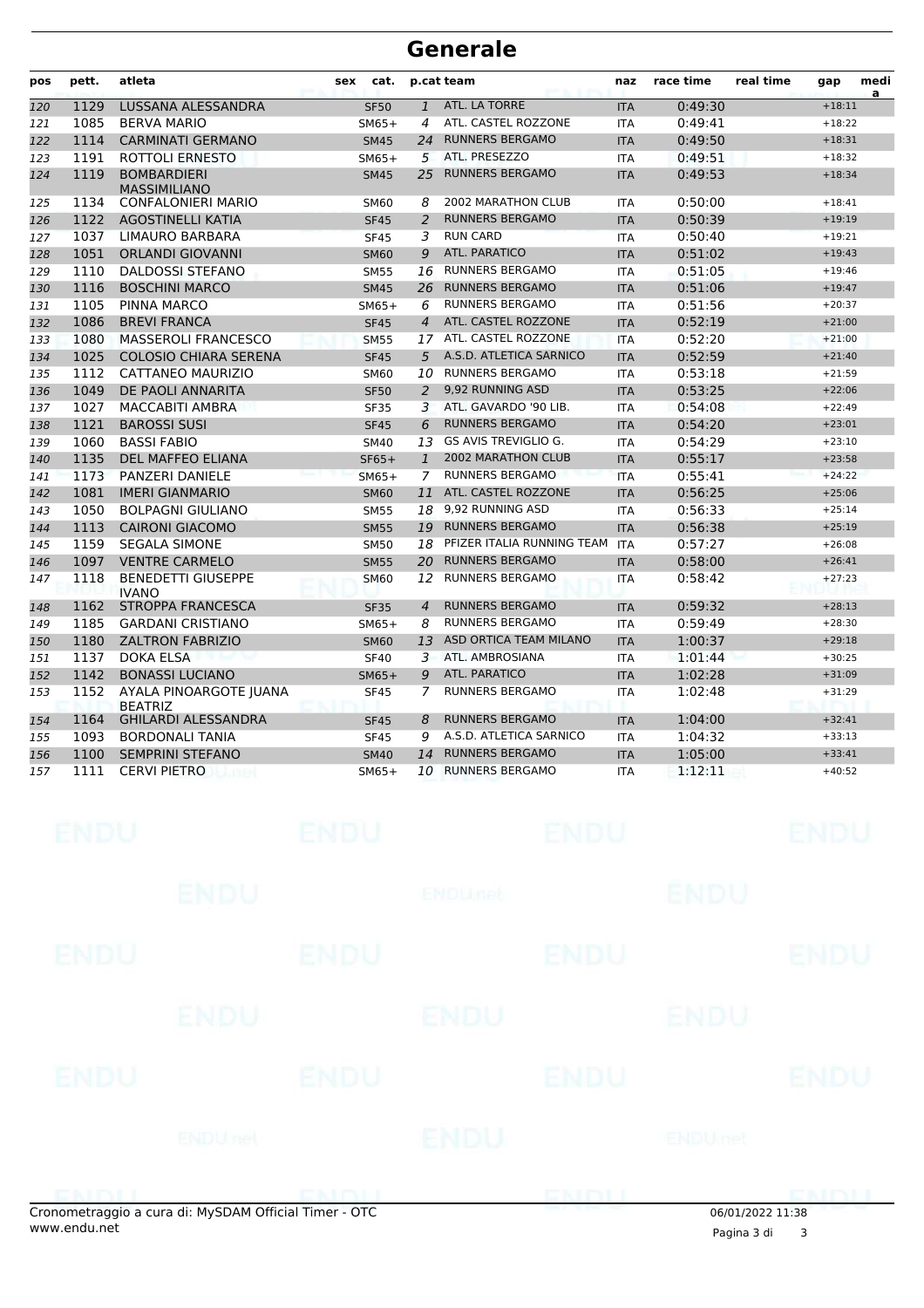# Generale

| pos | pett. | atleta | sex | cat. | p.cat | team | naz | race time | real time | gap | media |
|---|---|---|---|---|---|---|---|---|---|---|---|
| 120 | 1129 | LUSSANA ALESSANDRA | | SF50 | 1 | ATL. LA TORRE | ITA | 0:49:30 | | +18:11 | |
| 121 | 1085 | BERVA MARIO | | SM65+ | 4 | ATL. CASTEL ROZZONE | ITA | 0:49:41 | | +18:22 | |
| 122 | 1114 | CARMINATI GERMANO | | SM45 | 24 | RUNNERS BERGAMO | ITA | 0:49:50 | | +18:31 | |
| 123 | 1191 | ROTTOLI ERNESTO | | SM65+ | 5 | ATL. PRESEZZO | ITA | 0:49:51 | | +18:32 | |
| 124 | 1119 | BOMBARDIERI MASSIMILIANO | | SM45 | 25 | RUNNERS BERGAMO | ITA | 0:49:53 | | +18:34 | |
| 125 | 1134 | CONFALONIERI MARIO | | SM60 | 8 | 2002 MARATHON CLUB | ITA | 0:50:00 | | +18:41 | |
| 126 | 1122 | AGOSTINELLI KATIA | | SF45 | 2 | RUNNERS BERGAMO | ITA | 0:50:39 | | +19:19 | |
| 127 | 1037 | LIMAURO BARBARA | | SF45 | 3 | RUN CARD | ITA | 0:50:40 | | +19:21 | |
| 128 | 1051 | ORLANDI GIOVANNI | | SM60 | 9 | ATL. PARATICO | ITA | 0:51:02 | | +19:43 | |
| 129 | 1110 | DALDOSSI STEFANO | | SM55 | 16 | RUNNERS BERGAMO | ITA | 0:51:05 | | +19:46 | |
| 130 | 1116 | BOSCHINI MARCO | | SM45 | 26 | RUNNERS BERGAMO | ITA | 0:51:06 | | +19:47 | |
| 131 | 1105 | PINNA MARCO | | SM65+ | 6 | RUNNERS BERGAMO | ITA | 0:51:56 | | +20:37 | |
| 132 | 1086 | BREVI FRANCA | | SF45 | 4 | ATL. CASTEL ROZZONE | ITA | 0:52:19 | | +21:00 | |
| 133 | 1080 | MASSEROLI FRANCESCO | | SM55 | 17 | ATL. CASTEL ROZZONE | ITA | 0:52:20 | | +21:00 | |
| 134 | 1025 | COLOSIO CHIARA SERENA | | SF45 | 5 | A.S.D. ATLETICA SARNICO | ITA | 0:52:59 | | +21:40 | |
| 135 | 1112 | CATTANEO MAURIZIO | | SM60 | 10 | RUNNERS BERGAMO | ITA | 0:53:18 | | +21:59 | |
| 136 | 1049 | DE PAOLI ANNARITA | | SF50 | 2 | 9,92 RUNNING ASD | ITA | 0:53:25 | | +22:06 | |
| 137 | 1027 | MACCABITI AMBRA | | SF35 | 3 | ATL. GAVARDO '90 LIB. | ITA | 0:54:08 | | +22:49 | |
| 138 | 1121 | BAROSSI SUSI | | SF45 | 6 | RUNNERS BERGAMO | ITA | 0:54:20 | | +23:01 | |
| 139 | 1060 | BASSI FABIO | | SM40 | 13 | GS AVIS TREVIGLIO G. | ITA | 0:54:29 | | +23:10 | |
| 140 | 1135 | DEL MAFFEO ELIANA | | SF65+ | 1 | 2002 MARATHON CLUB | ITA | 0:55:17 | | +23:58 | |
| 141 | 1173 | PANZERI DANIELE | | SM65+ | 7 | RUNNERS BERGAMO | ITA | 0:55:41 | | +24:22 | |
| 142 | 1081 | IMERI GIANMARIO | | SM60 | 11 | ATL. CASTEL ROZZONE | ITA | 0:56:25 | | +25:06 | |
| 143 | 1050 | BOLPAGNI GIULIANO | | SM55 | 18 | 9,92 RUNNING ASD | ITA | 0:56:33 | | +25:14 | |
| 144 | 1113 | CAIRONI GIACOMO | | SM55 | 19 | RUNNERS BERGAMO | ITA | 0:56:38 | | +25:19 | |
| 145 | 1159 | SEGALA SIMONE | | SM50 | 18 | PFIZER ITALIA RUNNING TEAM | ITA | 0:57:27 | | +26:08 | |
| 146 | 1097 | VENTRE CARMELO | | SM55 | 20 | RUNNERS BERGAMO | ITA | 0:58:00 | | +26:41 | |
| 147 | 1118 | BENEDETTI GIUSEPPE IVANO | | SM60 | 12 | RUNNERS BERGAMO | ITA | 0:58:42 | | +27:23 | |
| 148 | 1162 | STROPPA FRANCESCA | | SF35 | 4 | RUNNERS BERGAMO | ITA | 0:59:32 | | +28:13 | |
| 149 | 1185 | GARDANI CRISTIANO | | SM65+ | 8 | RUNNERS BERGAMO | ITA | 0:59:49 | | +28:30 | |
| 150 | 1180 | ZALTRON FABRIZIO | | SM60 | 13 | ASD ORTICA TEAM MILANO | ITA | 1:00:37 | | +29:18 | |
| 151 | 1137 | DOKA ELSA | | SF40 | 3 | ATL. AMBROSIANA | ITA | 1:01:44 | | +30:25 | |
| 152 | 1142 | BONASSI LUCIANO | | SM65+ | 9 | ATL. PARATICO | ITA | 1:02:28 | | +31:09 | |
| 153 | 1152 | AYALA PINOARGOTE JUANA BEATRIZ | | SF45 | 7 | RUNNERS BERGAMO | ITA | 1:02:48 | | +31:29 | |
| 154 | 1164 | GHILARDI ALESSANDRA | | SF45 | 8 | RUNNERS BERGAMO | ITA | 1:04:00 | | +32:41 | |
| 155 | 1093 | BORDONALI TANIA | | SF45 | 9 | A.S.D. ATLETICA SARNICO | ITA | 1:04:32 | | +33:13 | |
| 156 | 1100 | SEMPRINI STEFANO | | SM40 | 14 | RUNNERS BERGAMO | ITA | 1:05:00 | | +33:41 | |
| 157 | 1111 | CERVI PIETRO | | SM65+ | 10 | RUNNERS BERGAMO | ITA | 1:12:11 | | +40:52 | |

Cronometraggio a cura di: MySDAM Official Timer - OTC
www.endu.net

06/01/2022 11:38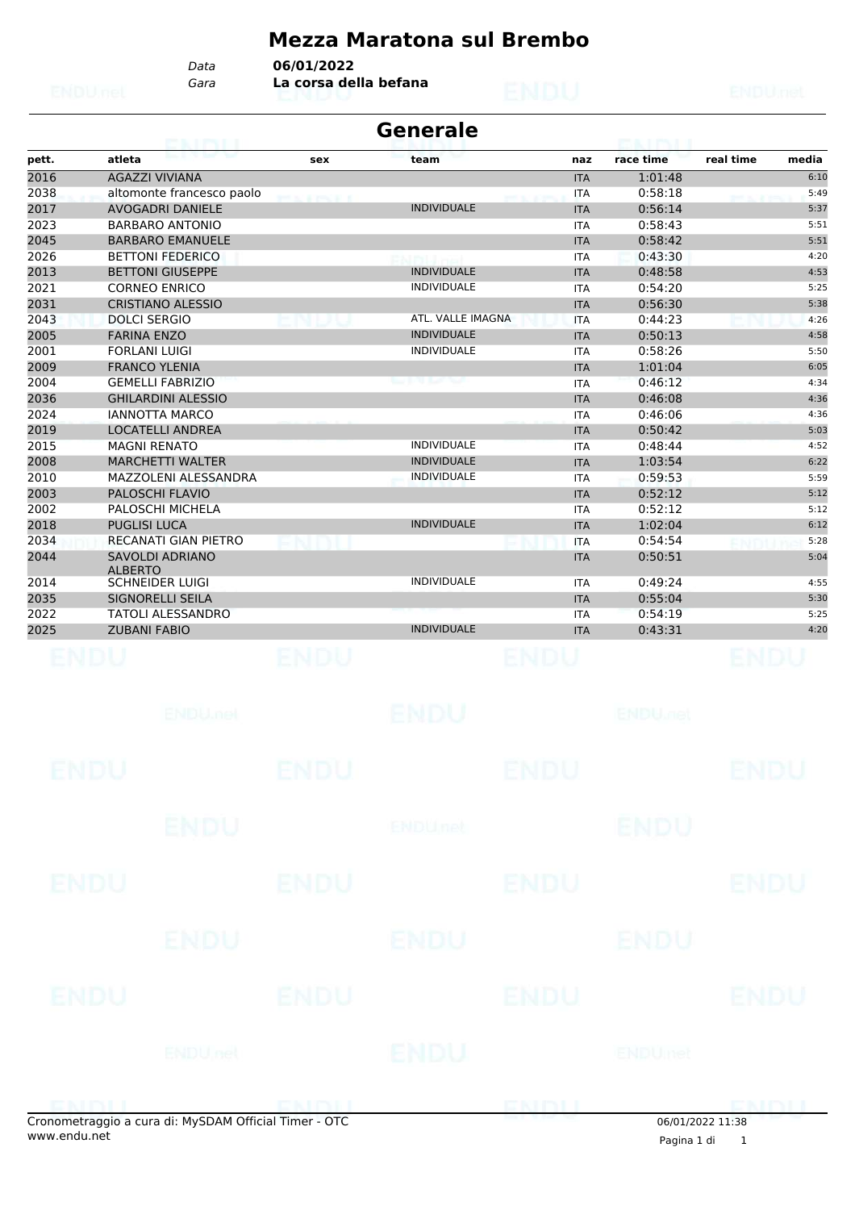# Mezza Maratona sul Brembo

*Data* **06/01/2022**
*Gara* **La corsa della befana**

## Generale

| pett. | atleta | sex | team | naz | race time | real time | media |
|---|---|---|---|---|---|---|---|
| 2016 | AGAZZI VIVIANA | | | ITA | 1:01:48 | | 6:10 |
| 2038 | altomonte francesco paolo | | | ITA | 0:58:18 | | 5:49 |
| 2017 | AVOGADRI DANIELE | | INDIVIDUALE | ITA | 0:56:14 | | 5:37 |
| 2023 | BARBARO ANTONIO | | | ITA | 0:58:43 | | 5:51 |
| 2045 | BARBARO EMANUELE | | | ITA | 0:58:42 | | 5:51 |
| 2026 | BETTONI FEDERICO | | | ITA | 0:43:30 | | 4:20 |
| 2013 | BETTONI GIUSEPPE | | INDIVIDUALE | ITA | 0:48:58 | | 4:53 |
| 2021 | CORNEO ENRICO | | INDIVIDUALE | ITA | 0:54:20 | | 5:25 |
| 2031 | CRISTIANO ALESSIO | | | ITA | 0:56:30 | | 5:38 |
| 2043 | DOLCI SERGIO | | ATL. VALLE IMAGNA | ITA | 0:44:23 | | 4:26 |
| 2005 | FARINA ENZO | | INDIVIDUALE | ITA | 0:50:13 | | 4:58 |
| 2001 | FORLANI LUIGI | | INDIVIDUALE | ITA | 0:58:26 | | 5:50 |
| 2009 | FRANCO YLENIA | | | ITA | 1:01:04 | | 6:05 |
| 2004 | GEMELLI FABRIZIO | | | ITA | 0:46:12 | | 4:34 |
| 2036 | GHILARDINI ALESSIO | | | ITA | 0:46:08 | | 4:36 |
| 2024 | IANNOTTA MARCO | | | ITA | 0:46:06 | | 4:36 |
| 2019 | LOCATELLI ANDREA | | | ITA | 0:50:42 | | 5:03 |
| 2015 | MAGNI RENATO | | INDIVIDUALE | ITA | 0:48:44 | | 4:52 |
| 2008 | MARCHETTI WALTER | | INDIVIDUALE | ITA | 1:03:54 | | 6:22 |
| 2010 | MAZZOLENI ALESSANDRA | | INDIVIDUALE | ITA | 0:59:53 | | 5:59 |
| 2003 | PALOSCHI FLAVIO | | | ITA | 0:52:12 | | 5:12 |
| 2002 | PALOSCHI MICHELA | | | ITA | 0:52:12 | | 5:12 |
| 2018 | PUGLISI LUCA | | INDIVIDUALE | ITA | 1:02:04 | | 6:12 |
| 2034 | RECANATI GIAN PIETRO | | | ITA | 0:54:54 | | 5:28 |
| 2044 | SAVOLDI ADRIANO ALBERTO | | | ITA | 0:50:51 | | 5:04 |
| 2014 | SCHNEIDER LUIGI | | INDIVIDUALE | ITA | 0:49:24 | | 4:55 |
| 2035 | SIGNORELLI SEILA | | | ITA | 0:55:04 | | 5:30 |
| 2022 | TATOLI ALESSANDRO | | | ITA | 0:54:19 | | 5:25 |
| 2025 | ZUBANI FABIO | | INDIVIDUALE | ITA | 0:43:31 | | 4:20 |

Cronometraggio a cura di: MySDAM Official Timer - OTC
www.endu.net

06/01/2022 11:38